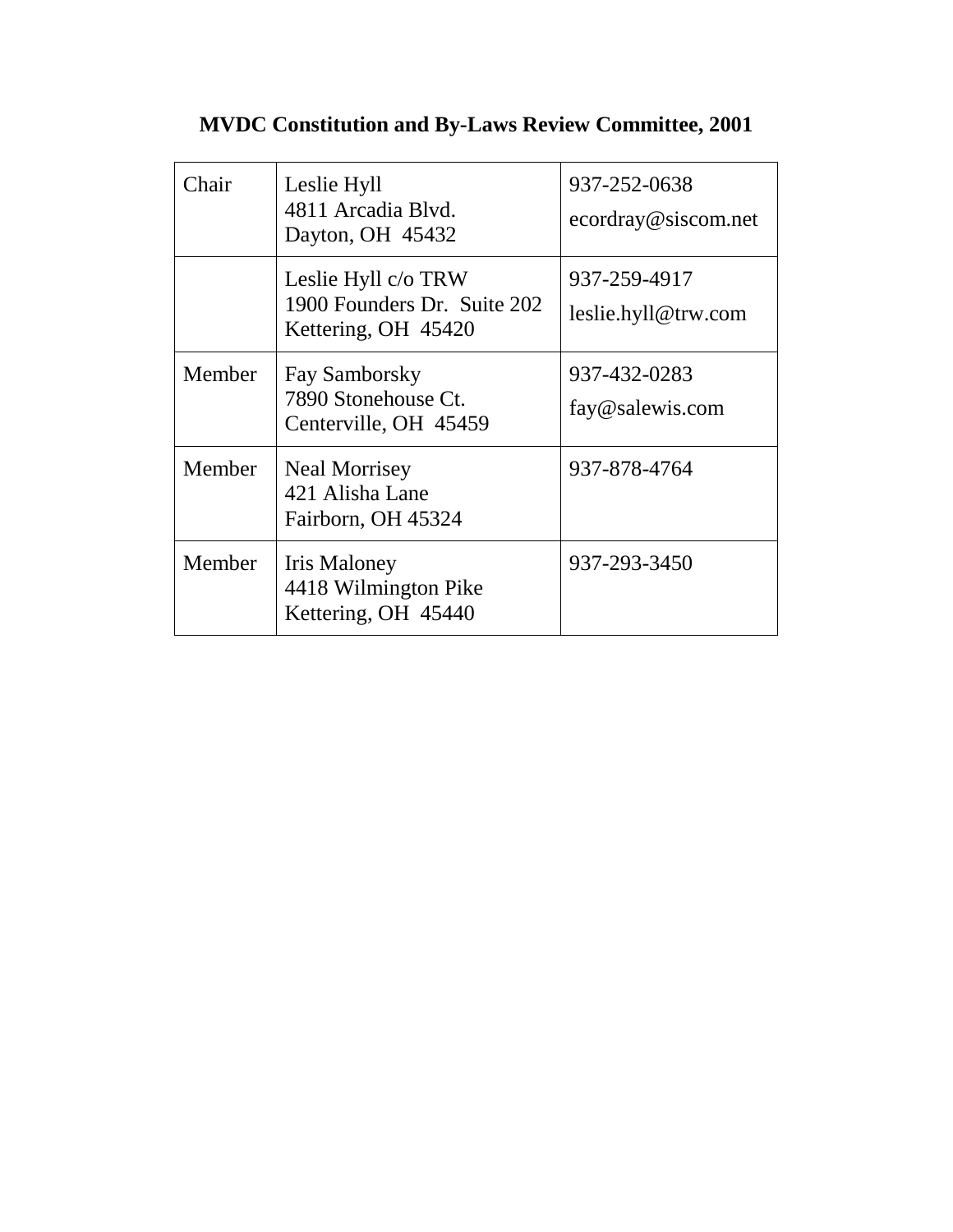**MVDC Constitution and By-Laws Review Committee, 2001**

| | | |
|---|---|---|
| Chair | Leslie Hyll<br>4811 Arcadia Blvd.<br>Dayton, OH 45432 | 937-252-0638<br>ecordray@siscom.net |
| | Leslie Hyll c/o TRW<br>1900 Founders Dr. Suite 202<br>Kettering, OH 45420 | 937-259-4917<br>leslie.hyll@trw.com |
| Member | Fay Samborsky<br>7890 Stonehouse Ct.<br>Centerville, OH 45459 | 937-432-0283<br>fay@salewis.com |
| Member | Neal Morrisey<br>421 Alisha Lane<br>Fairborn, OH 45324 | 937-878-4764 |
| Member | Iris Maloney<br>4418 Wilmington Pike<br>Kettering, OH 45440 | 937-293-3450 |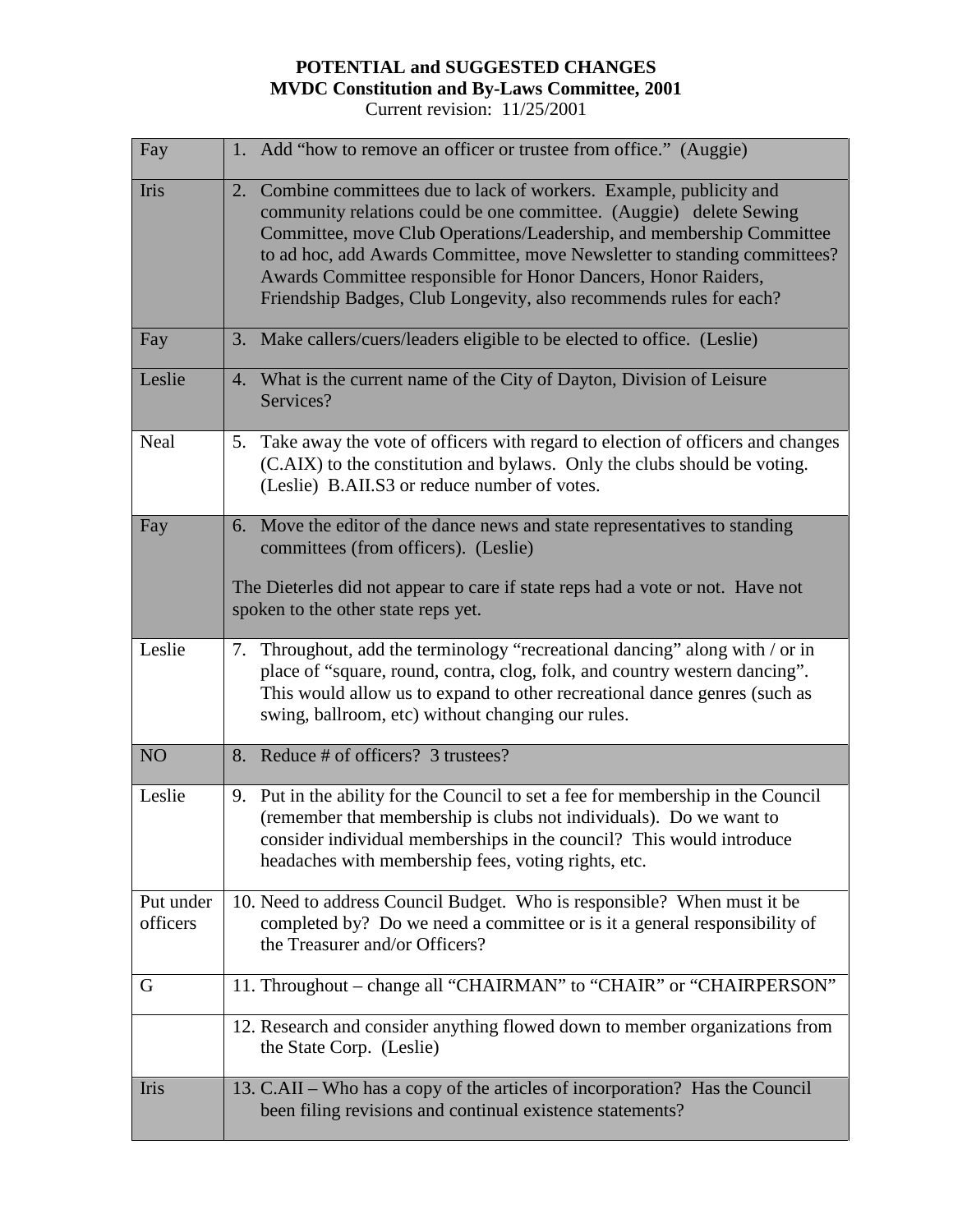**POTENTIAL and SUGGESTED CHANGES**
**MVDC Constitution and By-Laws Committee, 2001**
Current revision: 11/25/2001

| | |
|---|---|
| Fay | 1. Add "how to remove an officer or trustee from office." (Auggie) |
| Iris | 2. Combine committees due to lack of workers. Example, publicity and community relations could be one committee. (Auggie) delete Sewing Committee, move Club Operations/Leadership, and membership Committee to ad hoc, add Awards Committee, move Newsletter to standing committees? Awards Committee responsible for Honor Dancers, Honor Raiders, Friendship Badges, Club Longevity, also recommends rules for each? |
| Fay | 3. Make callers/cuers/leaders eligible to be elected to office. (Leslie) |
| Leslie | 4. What is the current name of the City of Dayton, Division of Leisure Services? |
| Neal | 5. Take away the vote of officers with regard to election of officers and changes (C.AIX) to the constitution and bylaws. Only the clubs should be voting. (Leslie) B.AII.S3 or reduce number of votes. |
| Fay | 6. Move the editor of the dance news and state representatives to standing committees (from officers). (Leslie)<br><br>The Dieterles did not appear to care if state reps had a vote or not. Have not spoken to the other state reps yet. |
| Leslie | 7. Throughout, add the terminology "recreational dancing" along with / or in place of "square, round, contra, clog, folk, and country western dancing". This would allow us to expand to other recreational dance genres (such as swing, ballroom, etc) without changing our rules. |
| NO | 8. Reduce # of officers? 3 trustees? |
| Leslie | 9. Put in the ability for the Council to set a fee for membership in the Council (remember that membership is clubs not individuals). Do we want to consider individual memberships in the council? This would introduce headaches with membership fees, voting rights, etc. |
| Put under officers | 10. Need to address Council Budget. Who is responsible? When must it be completed by? Do we need a committee or is it a general responsibility of the Treasurer and/or Officers? |
| G | 11. Throughout – change all "CHAIRMAN" to "CHAIR" or "CHAIRPERSON" |
| | 12. Research and consider anything flowed down to member organizations from the State Corp. (Leslie) |
| Iris | 13. C.AII – Who has a copy of the articles of incorporation? Has the Council been filing revisions and continual existence statements? |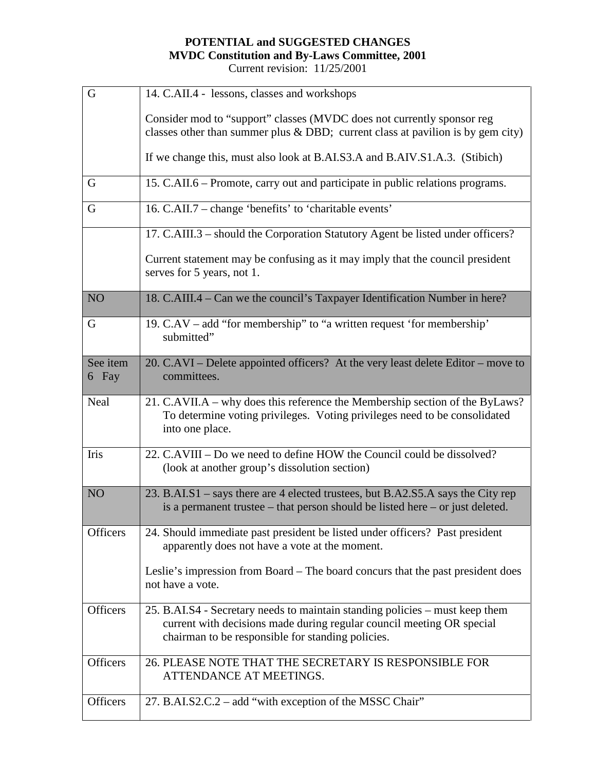**POTENTIAL and SUGGESTED CHANGES**
**MVDC Constitution and By-Laws Committee, 2001**
Current revision: 11/25/2001

| | |
|---|---|
| G | 14. C.AII.4 - lessons, classes and workshops<br><br>Consider mod to "support" classes (MVDC does not currently sponsor reg classes other than summer plus & DBD; current class at pavilion is by gem city)<br><br>If we change this, must also look at B.AI.S3.A and B.AIV.S1.A.3. (Stibich) |
| G | 15. C.AII.6 – Promote, carry out and participate in public relations programs. |
| G | 16. C.AII.7 – change 'benefits' to 'charitable events' |
| | 17. C.AIII.3 – should the Corporation Statutory Agent be listed under officers?<br><br>Current statement may be confusing as it may imply that the council president serves for 5 years, not 1. |
| NO | 18. C.AIII.4 – Can we the council's Taxpayer Identification Number in here? |
| G | 19. C.AV – add "for membership" to "a written request 'for membership' submitted" |
| See item 6 Fay | 20. C.AVI – Delete appointed officers? At the very least delete Editor – move to committees. |
| Neal | 21. C.AVII.A – why does this reference the Membership section of the ByLaws? To determine voting privileges. Voting privileges need to be consolidated into one place. |
| Iris | 22. C.AVIII – Do we need to define HOW the Council could be dissolved? (look at another group's dissolution section) |
| NO | 23. B.AI.S1 – says there are 4 elected trustees, but B.A2.S5.A says the City rep is a permanent trustee – that person should be listed here – or just deleted. |
| Officers | 24. Should immediate past president be listed under officers? Past president apparently does not have a vote at the moment.<br><br>Leslie's impression from Board – The board concurs that the past president does not have a vote. |
| Officers | 25. B.AI.S4 - Secretary needs to maintain standing policies – must keep them current with decisions made during regular council meeting OR special chairman to be responsible for standing policies. |
| Officers | 26. PLEASE NOTE THAT THE SECRETARY IS RESPONSIBLE FOR ATTENDANCE AT MEETINGS. |
| Officers | 27. B.AI.S2.C.2 – add "with exception of the MSSC Chair" |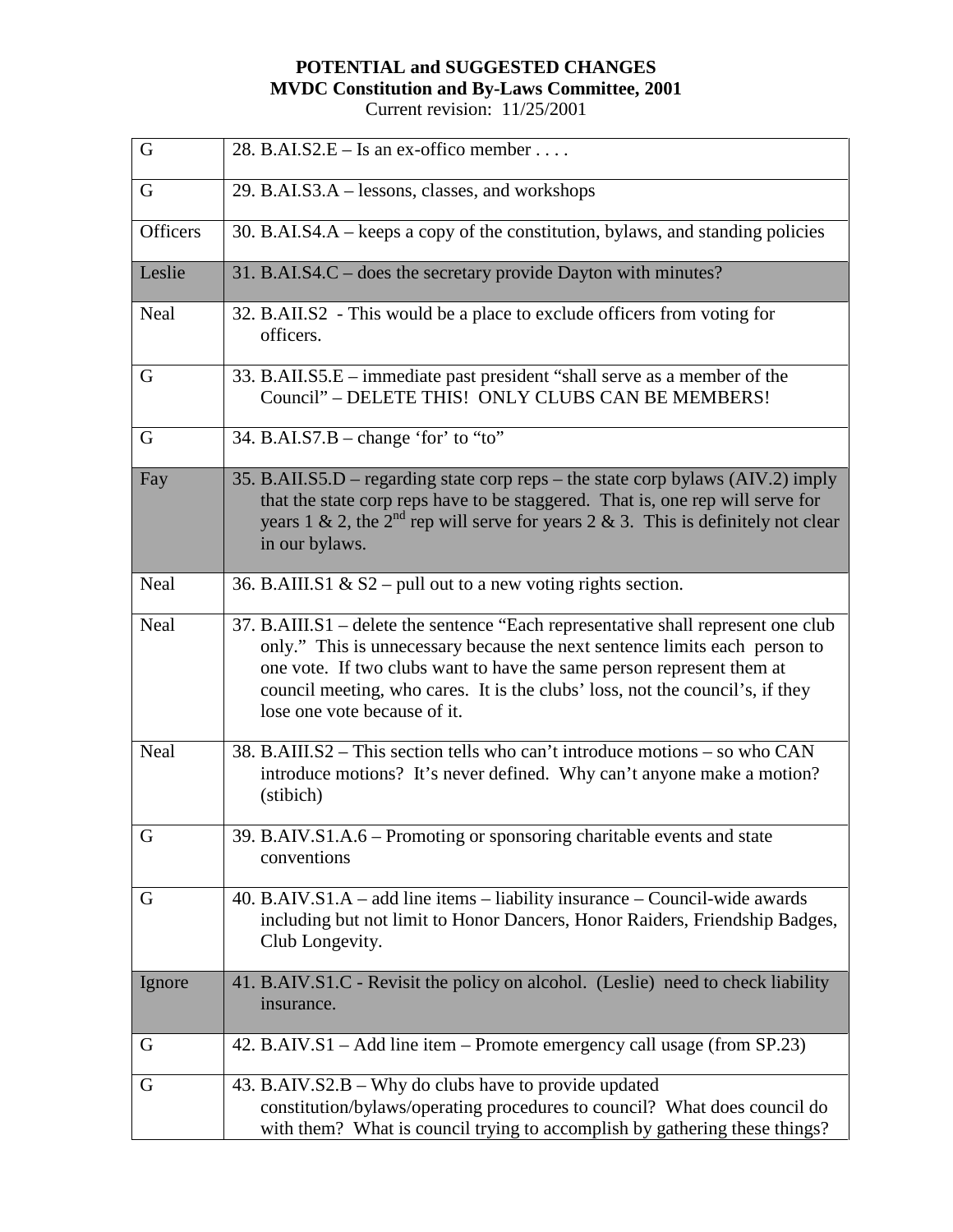**POTENTIAL and SUGGESTED CHANGES**
**MVDC Constitution and By-Laws Committee, 2001**
Current revision: 11/25/2001

| | |
|---|---|
| G | 28. B.AI.S2.E – Is an ex-offico member . . . . |
| G | 29. B.AI.S3.A – lessons, classes, and workshops |
| Officers | 30. B.AI.S4.A – keeps a copy of the constitution, bylaws, and standing policies |
| Leslie | 31. B.AI.S4.C – does the secretary provide Dayton with minutes? |
| Neal | 32. B.AII.S2 - This would be a place to exclude officers from voting for officers. |
| G | 33. B.AII.S5.E – immediate past president "shall serve as a member of the Council" – DELETE THIS! ONLY CLUBS CAN BE MEMBERS! |
| G | 34. B.AI.S7.B – change 'for' to "to" |
| Fay | 35. B.AII.S5.D – regarding state corp reps – the state corp bylaws (AIV.2) imply that the state corp reps have to be staggered. That is, one rep will serve for years 1 & 2, the 2nd rep will serve for years 2 & 3. This is definitely not clear in our bylaws. |
| Neal | 36. B.AIII.S1 & S2 – pull out to a new voting rights section. |
| Neal | 37. B.AIII.S1 – delete the sentence "Each representative shall represent one club only." This is unnecessary because the next sentence limits each person to one vote. If two clubs want to have the same person represent them at council meeting, who cares. It is the clubs' loss, not the council's, if they lose one vote because of it. |
| Neal | 38. B.AIII.S2 – This section tells who can't introduce motions – so who CAN introduce motions? It's never defined. Why can't anyone make a motion? (stibich) |
| G | 39. B.AIV.S1.A.6 – Promoting or sponsoring charitable events and state conventions |
| G | 40. B.AIV.S1.A – add line items – liability insurance – Council-wide awards including but not limit to Honor Dancers, Honor Raiders, Friendship Badges, Club Longevity. |
| Ignore | 41. B.AIV.S1.C - Revisit the policy on alcohol. (Leslie) need to check liability insurance. |
| G | 42. B.AIV.S1 – Add line item – Promote emergency call usage (from SP.23) |
| G | 43. B.AIV.S2.B – Why do clubs have to provide updated constitution/bylaws/operating procedures to council? What does council do with them? What is council trying to accomplish by gathering these things? |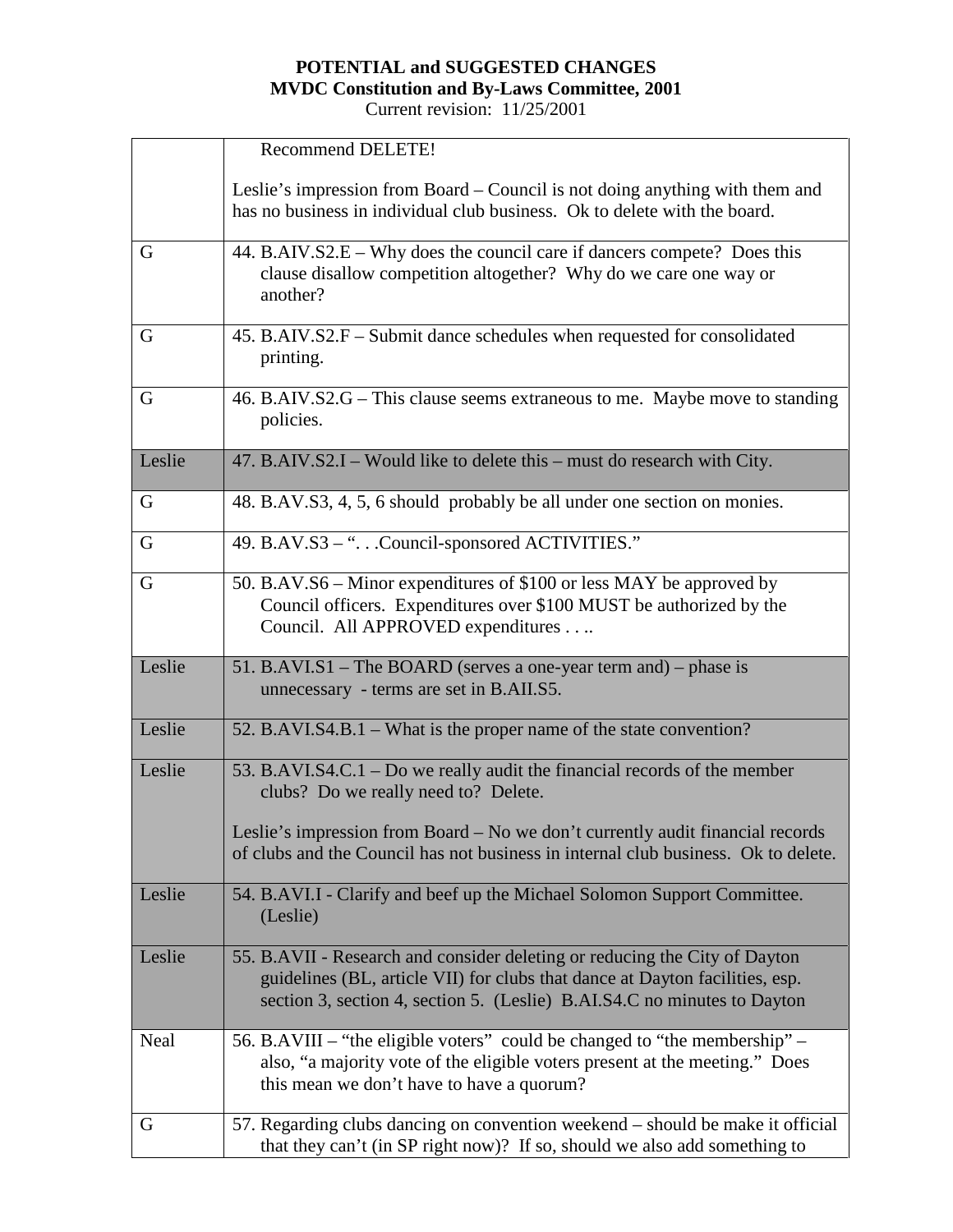**POTENTIAL and SUGGESTED CHANGES**
**MVDC Constitution and By-Laws Committee, 2001**
Current revision: 11/25/2001

| | |
|---|---|
| | Recommend DELETE!<br><br>Leslie's impression from Board – Council is not doing anything with them and has no business in individual club business. Ok to delete with the board. |
| G | 44. B.AIV.S2.E – Why does the council care if dancers compete? Does this clause disallow competition altogether? Why do we care one way or another? |
| G | 45. B.AIV.S2.F – Submit dance schedules when requested for consolidated printing. |
| G | 46. B.AIV.S2.G – This clause seems extraneous to me. Maybe move to standing policies. |
| Leslie | 47. B.AIV.S2.I – Would like to delete this – must do research with City. |
| G | 48. B.AV.S3, 4, 5, 6 should probably be all under one section on monies. |
| G | 49. B.AV.S3 – ". . .Council-sponsored ACTIVITIES." |
| G | 50. B.AV.S6 – Minor expenditures of $100 or less MAY be approved by Council officers. Expenditures over $100 MUST be authorized by the Council. All APPROVED expenditures . . .. |
| Leslie | 51. B.AVI.S1 – The BOARD (serves a one-year term and) – phase is unnecessary - terms are set in B.AII.S5. |
| Leslie | 52. B.AVI.S4.B.1 – What is the proper name of the state convention? |
| Leslie | 53. B.AVI.S4.C.1 – Do we really audit the financial records of the member clubs? Do we really need to? Delete.<br><br>Leslie's impression from Board – No we don't currently audit financial records of clubs and the Council has not business in internal club business. Ok to delete. |
| Leslie | 54. B.AVI.I - Clarify and beef up the Michael Solomon Support Committee. (Leslie) |
| Leslie | 55. B.AVII - Research and consider deleting or reducing the City of Dayton guidelines (BL, article VII) for clubs that dance at Dayton facilities, esp. section 3, section 4, section 5. (Leslie) B.AI.S4.C no minutes to Dayton |
| Neal | 56. B.AVIII – "the eligible voters" could be changed to "the membership" – also, "a majority vote of the eligible voters present at the meeting." Does this mean we don't have to have a quorum? |
| G | 57. Regarding clubs dancing on convention weekend – should be make it official that they can't (in SP right now)? If so, should we also add something to |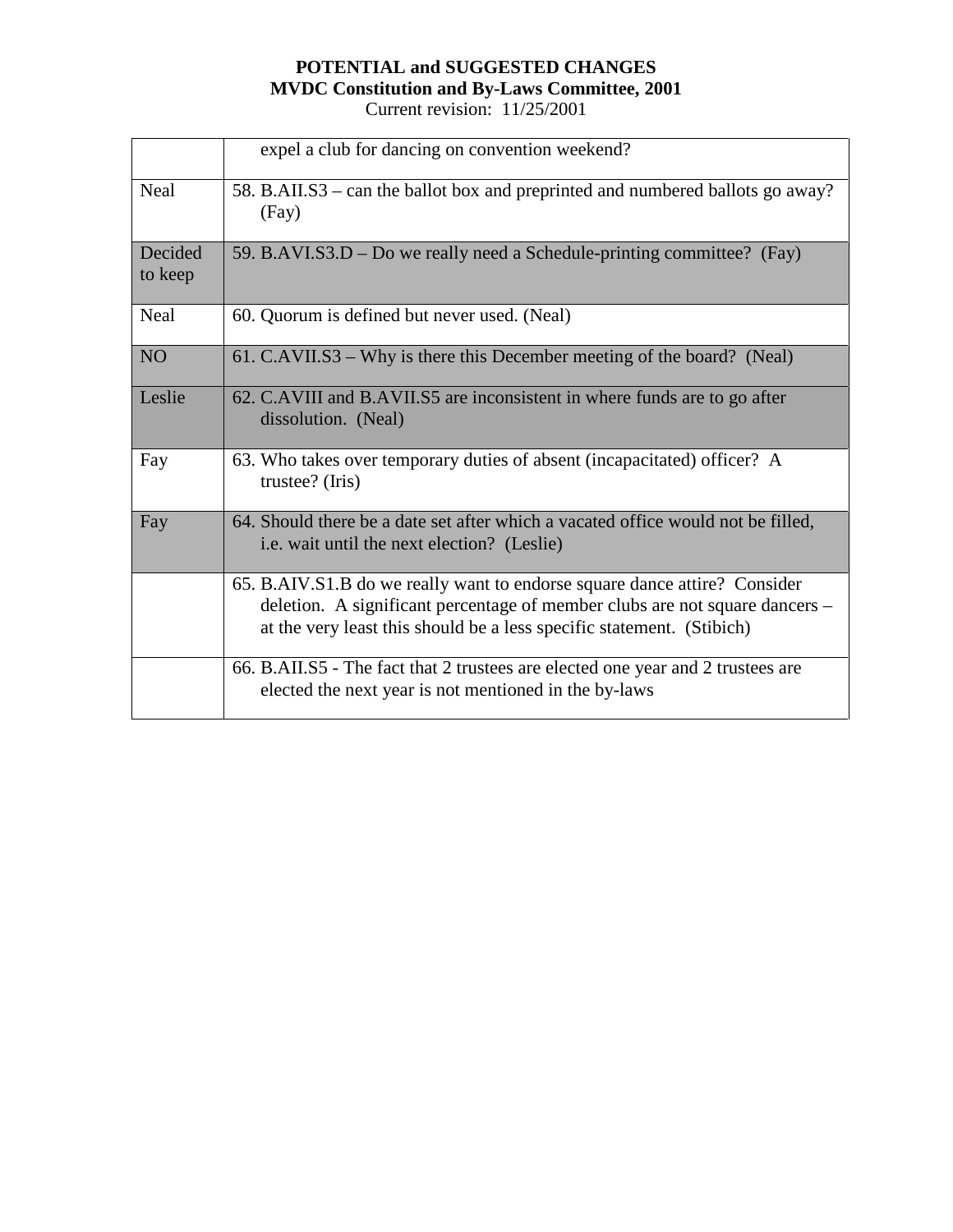**POTENTIAL and SUGGESTED CHANGES**
**MVDC Constitution and By-Laws Committee, 2001**
Current revision: 11/25/2001

| | |
|---|---|
| | expel a club for dancing on convention weekend? |
| Neal | 58. B.AII.S3 – can the ballot box and preprinted and numbered ballots go away? (Fay) |
| Decided to keep | 59. B.AVI.S3.D – Do we really need a Schedule-printing committee? (Fay) |
| Neal | 60. Quorum is defined but never used. (Neal) |
| NO | 61. C.AVII.S3 – Why is there this December meeting of the board? (Neal) |
| Leslie | 62. C.AVIII and B.AVII.S5 are inconsistent in where funds are to go after dissolution. (Neal) |
| Fay | 63. Who takes over temporary duties of absent (incapacitated) officer? A trustee? (Iris) |
| Fay | 64. Should there be a date set after which a vacated office would not be filled, i.e. wait until the next election? (Leslie) |
| | 65. B.AIV.S1.B do we really want to endorse square dance attire? Consider deletion. A significant percentage of member clubs are not square dancers – at the very least this should be a less specific statement. (Stibich) |
| | 66. B.AII.S5 - The fact that 2 trustees are elected one year and 2 trustees are elected the next year is not mentioned in the by-laws |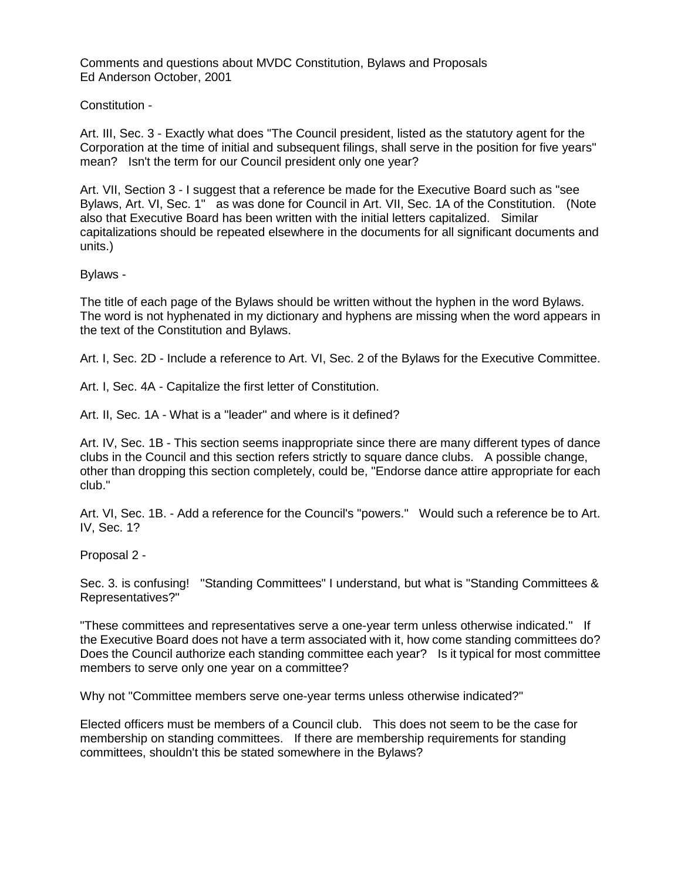Comments and questions about MVDC Constitution, Bylaws and Proposals
Ed Anderson October, 2001

Constitution -

Art. III, Sec. 3 - Exactly what does "The Council president, listed as the statutory agent for the Corporation at the time of initial and subsequent filings, shall serve in the position for five years" mean? Isn't the term for our Council president only one year?

Art. VII, Section 3 - I suggest that a reference be made for the Executive Board such as "see Bylaws, Art. VI, Sec. 1" as was done for Council in Art. VII, Sec. 1A of the Constitution. (Note also that Executive Board has been written with the initial letters capitalized. Similar capitalizations should be repeated elsewhere in the documents for all significant documents and units.)

Bylaws -

The title of each page of the Bylaws should be written without the hyphen in the word Bylaws. The word is not hyphenated in my dictionary and hyphens are missing when the word appears in the text of the Constitution and Bylaws.

Art. I, Sec. 2D - Include a reference to Art. VI, Sec. 2 of the Bylaws for the Executive Committee.

Art. I, Sec. 4A - Capitalize the first letter of Constitution.

Art. II, Sec. 1A - What is a "leader" and where is it defined?

Art. IV, Sec. 1B - This section seems inappropriate since there are many different types of dance clubs in the Council and this section refers strictly to square dance clubs. A possible change, other than dropping this section completely, could be, "Endorse dance attire appropriate for each club."

Art. VI, Sec. 1B. - Add a reference for the Council's "powers." Would such a reference be to Art. IV, Sec. 1?

Proposal 2 -

Sec. 3. is confusing! "Standing Committees" I understand, but what is "Standing Committees & Representatives?"

"These committees and representatives serve a one-year term unless otherwise indicated." If the Executive Board does not have a term associated with it, how come standing committees do? Does the Council authorize each standing committee each year? Is it typical for most committee members to serve only one year on a committee?

Why not "Committee members serve one-year terms unless otherwise indicated?"

Elected officers must be members of a Council club. This does not seem to be the case for membership on standing committees. If there are membership requirements for standing committees, shouldn't this be stated somewhere in the Bylaws?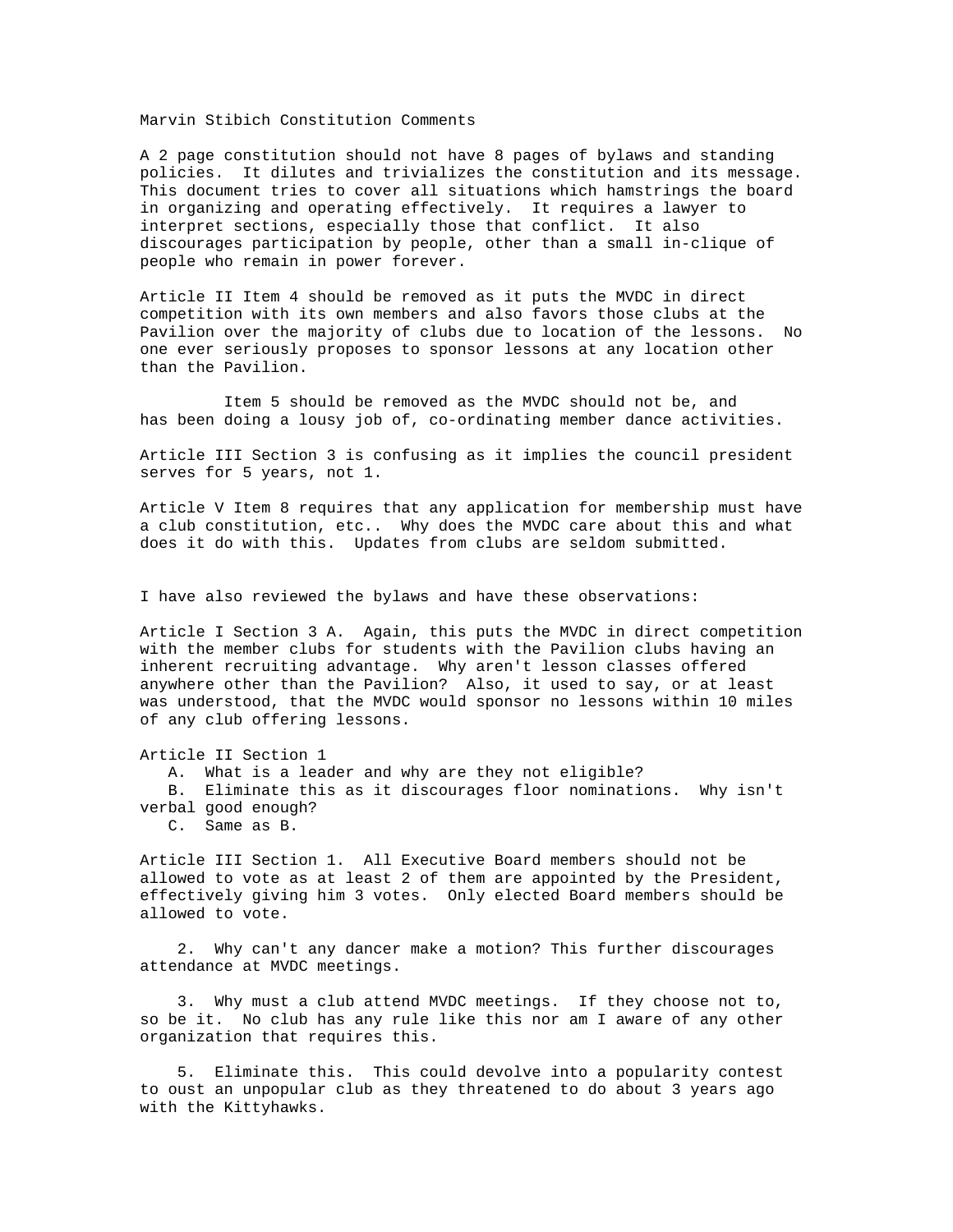Marvin Stibich Constitution Comments

A 2 page constitution should not have 8 pages of bylaws and standing policies. It dilutes and trivializes the constitution and its message. This document tries to cover all situations which hamstrings the board in organizing and operating effectively. It requires a lawyer to interpret sections, especially those that conflict. It also discourages participation by people, other than a small in-clique of people who remain in power forever.

Article II Item 4 should be removed as it puts the MVDC in direct competition with its own members and also favors those clubs at the Pavilion over the majority of clubs due to location of the lessons. No one ever seriously proposes to sponsor lessons at any location other than the Pavilion.

Item 5 should be removed as the MVDC should not be, and has been doing a lousy job of, co-ordinating member dance activities.

Article III Section 3 is confusing as it implies the council president serves for 5 years, not 1.

Article V Item 8 requires that any application for membership must have a club constitution, etc.. Why does the MVDC care about this and what does it do with this. Updates from clubs are seldom submitted.

I have also reviewed the bylaws and have these observations:

Article I Section 3 A. Again, this puts the MVDC in direct competition with the member clubs for students with the Pavilion clubs having an inherent recruiting advantage. Why aren't lesson classes offered anywhere other than the Pavilion? Also, it used to say, or at least was understood, that the MVDC would sponsor no lessons within 10 miles of any club offering lessons.

Article II Section 1

A. What is a leader and why are they not eligible?

B. Eliminate this as it discourages floor nominations. Why isn't verbal good enough?

C. Same as B.

Article III Section 1. All Executive Board members should not be allowed to vote as at least 2 of them are appointed by the President, effectively giving him 3 votes. Only elected Board members should be allowed to vote.

2. Why can't any dancer make a motion? This further discourages attendance at MVDC meetings.

3. Why must a club attend MVDC meetings. If they choose not to, so be it. No club has any rule like this nor am I aware of any other organization that requires this.

5. Eliminate this. This could devolve into a popularity contest to oust an unpopular club as they threatened to do about 3 years ago with the Kittyhawks.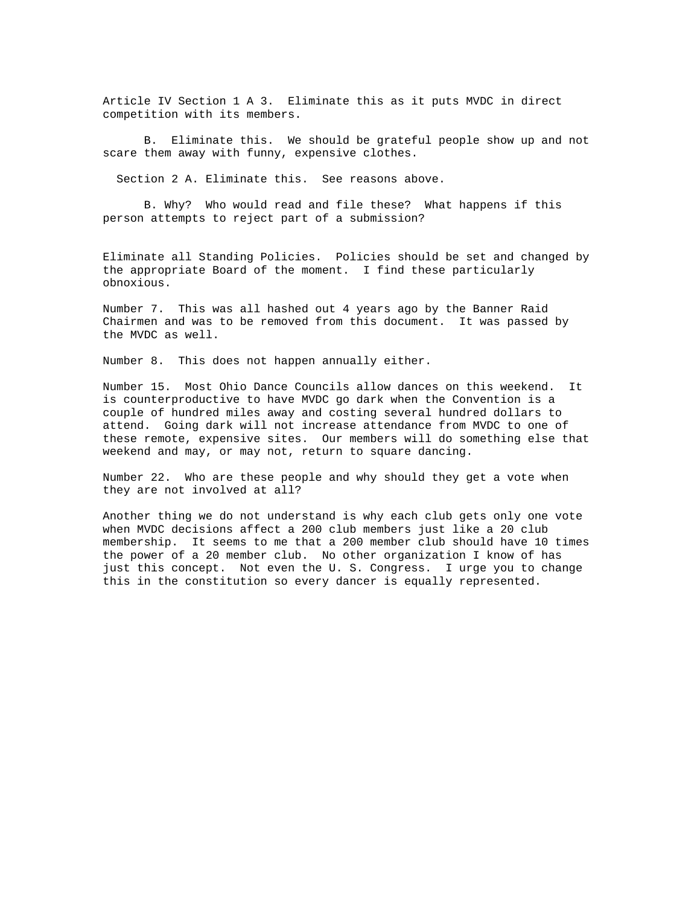Article IV Section 1 A 3. Eliminate this as it puts MVDC in direct competition with its members.

B. Eliminate this. We should be grateful people show up and not scare them away with funny, expensive clothes.

Section 2 A. Eliminate this. See reasons above.

B. Why? Who would read and file these? What happens if this person attempts to reject part of a submission?

Eliminate all Standing Policies. Policies should be set and changed by the appropriate Board of the moment. I find these particularly obnoxious.

Number 7. This was all hashed out 4 years ago by the Banner Raid Chairmen and was to be removed from this document. It was passed by the MVDC as well.

Number 8. This does not happen annually either.

Number 15. Most Ohio Dance Councils allow dances on this weekend. It is counterproductive to have MVDC go dark when the Convention is a couple of hundred miles away and costing several hundred dollars to attend. Going dark will not increase attendance from MVDC to one of these remote, expensive sites. Our members will do something else that weekend and may, or may not, return to square dancing.

Number 22. Who are these people and why should they get a vote when they are not involved at all?

Another thing we do not understand is why each club gets only one vote when MVDC decisions affect a 200 club members just like a 20 club membership. It seems to me that a 200 member club should have 10 times the power of a 20 member club. No other organization I know of has just this concept. Not even the U. S. Congress. I urge you to change this in the constitution so every dancer is equally represented.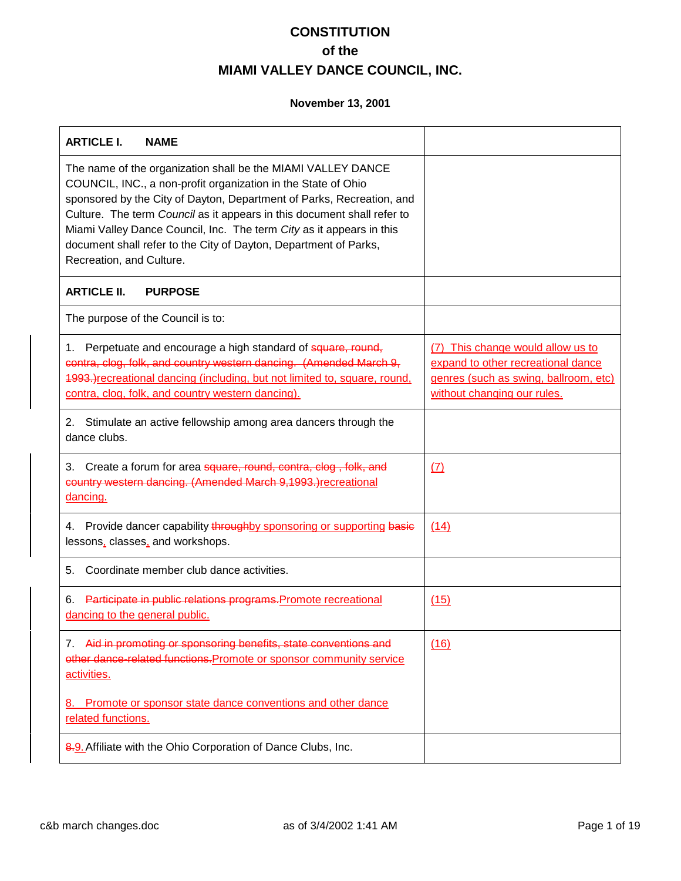# CONSTITUTION
## of the
## MIAMI VALLEY DANCE COUNCIL, INC.

**November 13, 2001**

| **ARTICLE I. NAME** | |
|---|---|
| The name of the organization shall be the MIAMI VALLEY DANCE COUNCIL, INC., a non-profit organization in the State of Ohio sponsored by the City of Dayton, Department of Parks, Recreation, and Culture. The term *Council* as it appears in this document shall refer to Miami Valley Dance Council, Inc. The term *City* as it appears in this document shall refer to the City of Dayton, Department of Parks, Recreation, and Culture. | |
| **ARTICLE II. PURPOSE** | |
| The purpose of the Council is to: | |
| 1. Perpetuate and encourage a high standard of ~~square, round, contra, clog, folk, and country western dancing. (Amended March 9, 1993.)~~recreational dancing (including, but not limited to, square, round, contra, clog, folk, and country western dancing). | (7) This change would allow us to expand to other recreational dance genres (such as swing, ballroom, etc) without changing our rules. |
| 2. Stimulate an active fellowship among area dancers through the dance clubs. | |
| 3. Create a forum for area ~~square, round, contra, clog , folk, and country western dancing. (Amended March 9,1993.)~~recreational dancing. | (7) |
| 4. Provide dancer capability ~~through~~by sponsoring or supporting ~~basic~~ lessons, classes, and workshops. | (14) |
| 5. Coordinate member club dance activities. | |
| 6. ~~Participate in public relations programs.~~Promote recreational dancing to the general public. | (15) |
| 7. ~~Aid in promoting or sponsoring benefits, state conventions and other dance-related functions.~~Promote or sponsor community service activities.<br><br>8. Promote or sponsor state dance conventions and other dance related functions. | (16) |
| ~~8.~~9. Affiliate with the Ohio Corporation of Dance Clubs, Inc. | |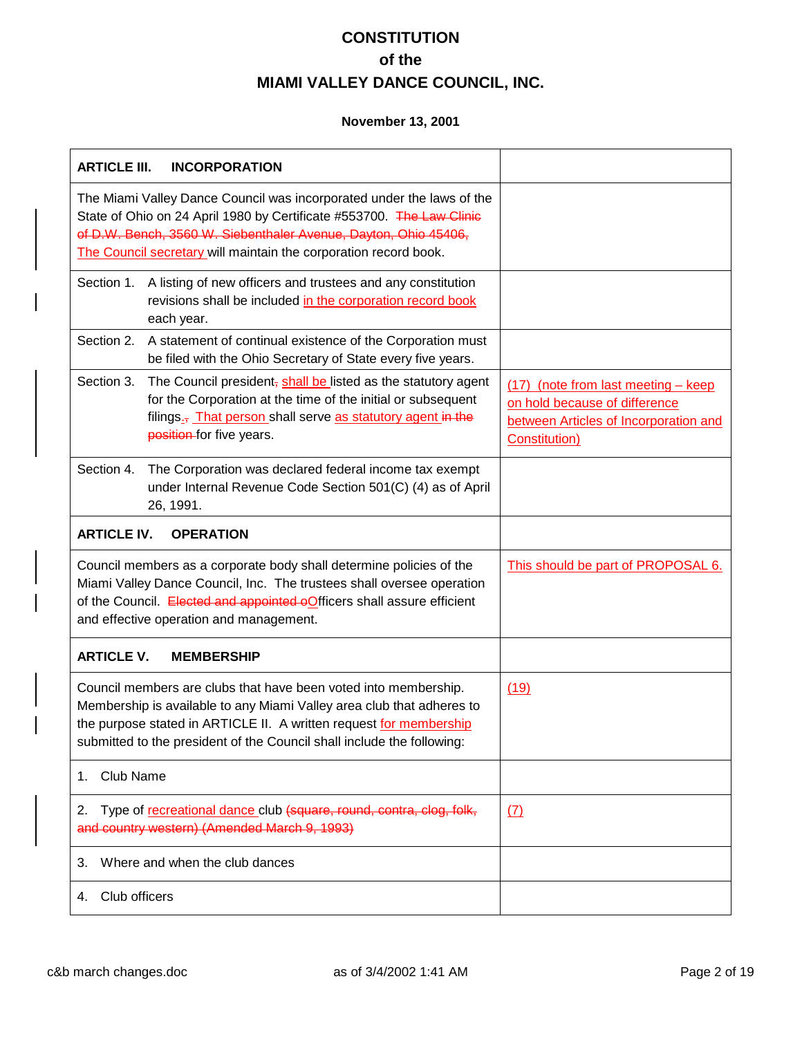# CONSTITUTION
# of the
# MIAMI VALLEY DANCE COUNCIL, INC.

**November 13, 2001**

| | |
|---|---|
| **ARTICLE III. INCORPORATION** | |
| The Miami Valley Dance Council was incorporated under the laws of the State of Ohio on 24 April 1980 by Certificate #553700. ~~The Law Clinic of D.W. Bench, 3560 W. Siebenthaler Avenue, Dayton, Ohio 45406,~~ The Council secretary will maintain the corporation record book. | |
| Section 1. A listing of new officers and trustees and any constitution revisions shall be included in the corporation record book each year. | |
| Section 2. A statement of continual existence of the Corporation must be filed with the Ohio Secretary of State every five years. | |
| Section 3. The Council president~~,~~ shall be listed as the statutory agent for the Corporation at the time of the initial or subsequent filings.~~,~~ That person shall serve as statutory agent ~~in the position~~ for five years. | (17) (note from last meeting – keep on hold because of difference between Articles of Incorporation and Constitution) |
| Section 4. The Corporation was declared federal income tax exempt under Internal Revenue Code Section 501(C) (4) as of April 26, 1991. | |
| **ARTICLE IV. OPERATION** | |
| Council members as a corporate body shall determine policies of the Miami Valley Dance Council, Inc. The trustees shall oversee operation of the Council. ~~Elected and appointed o~~Officers shall assure efficient and effective operation and management. | This should be part of PROPOSAL 6. |
| **ARTICLE V. MEMBERSHIP** | |
| Council members are clubs that have been voted into membership. Membership is available to any Miami Valley area club that adheres to the purpose stated in ARTICLE II. A written request for membership submitted to the president of the Council shall include the following: | (19) |
| 1. Club Name | |
| 2. Type of recreational dance club ~~(square, round, contra, clog, folk, and country western) (Amended March 9, 1993)~~ | (7) |
| 3. Where and when the club dances | |
| 4. Club officers | |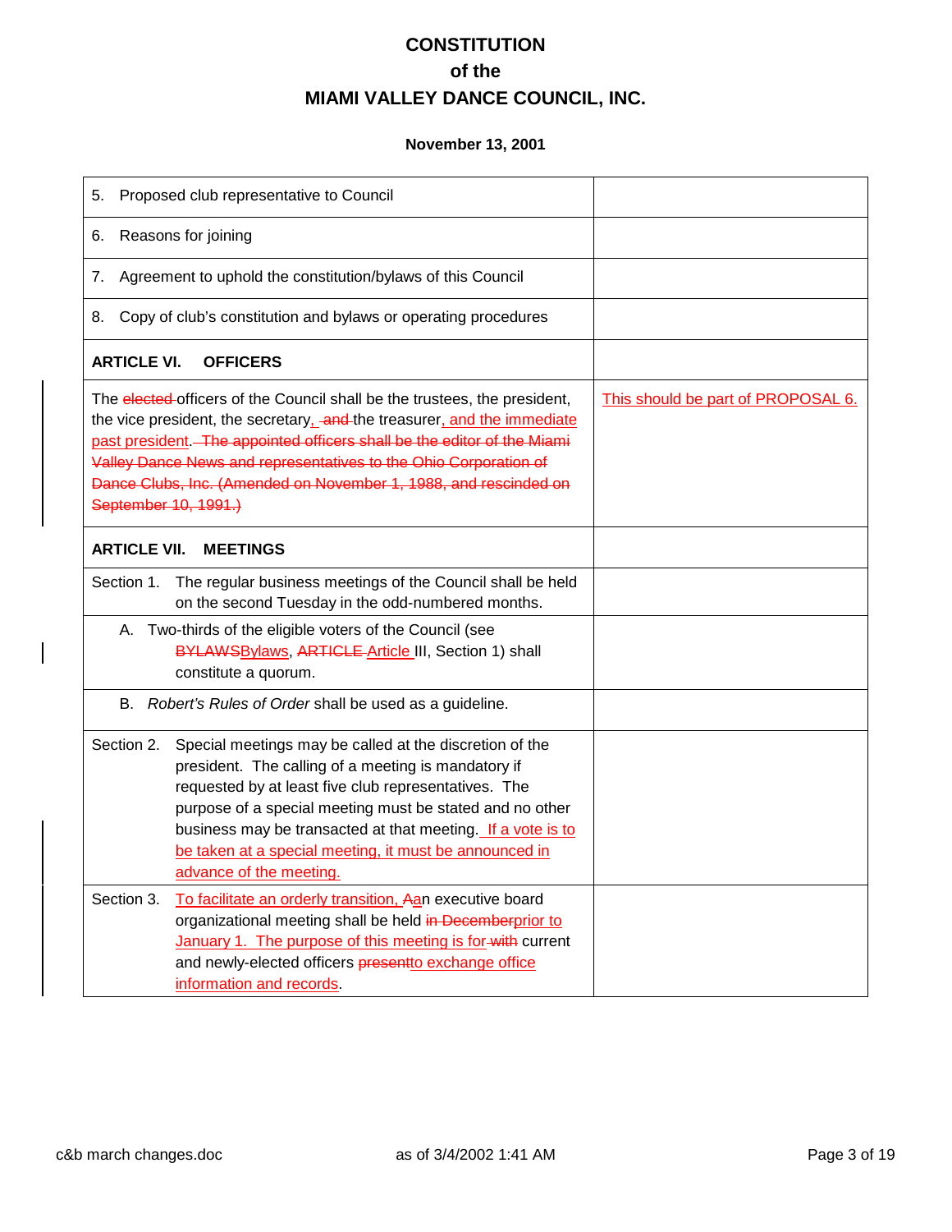# CONSTITUTION
# of the
# MIAMI VALLEY DANCE COUNCIL, INC.

**November 13, 2001**

| | |
|---|---|
| 5. Proposed club representative to Council | |
| 6. Reasons for joining | |
| 7. Agreement to uphold the constitution/bylaws of this Council | |
| 8. Copy of club's constitution and bylaws or operating procedures | |
| **ARTICLE VI. OFFICERS** | |
| The ~~elected~~ officers of the Council shall be the trustees, the president, the vice president, the secretary, ~~and~~ the treasurer, and the immediate past president. ~~The appointed officers shall be the editor of the Miami Valley Dance News and representatives to the Ohio Corporation of Dance Clubs, Inc. (Amended on November 1, 1988, and rescinded on September 10, 1991.)~~ | This should be part of PROPOSAL 6. |
| **ARTICLE VII. MEETINGS** | |
| Section 1. The regular business meetings of the Council shall be held on the second Tuesday in the odd-numbered months. | |
| A. Two-thirds of the eligible voters of the Council (see ~~BYLAWS~~Bylaws, ~~ARTICLE~~ Article III, Section 1) shall constitute a quorum. | |
| B. *Robert's Rules of Order* shall be used as a guideline. | |
| Section 2. Special meetings may be called at the discretion of the president. The calling of a meeting is mandatory if requested by at least five club representatives. The purpose of a special meeting must be stated and no other business may be transacted at that meeting. If a vote is to be taken at a special meeting, it must be announced in advance of the meeting. | |
| Section 3. To facilitate an orderly transition, ~~A~~an executive board organizational meeting shall be held ~~in December~~prior to January 1. The purpose of this meeting is for ~~with~~ current and newly-elected officers ~~present~~to exchange office information and records. | |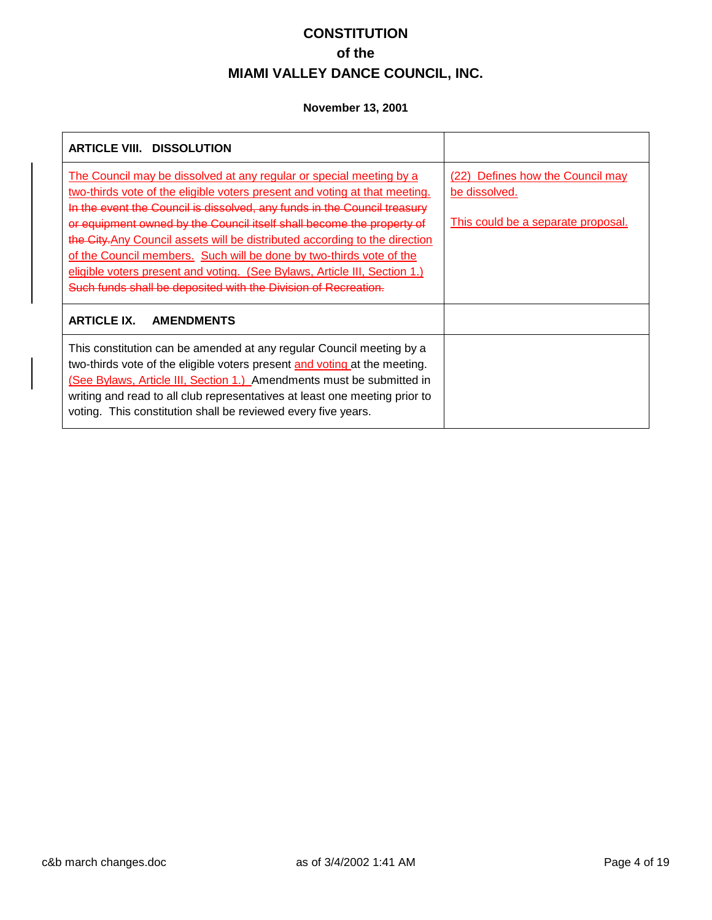# CONSTITUTION
# of the
# MIAMI VALLEY DANCE COUNCIL, INC.

**November 13, 2001**

| **ARTICLE VIII. DISSOLUTION** | |
|---|---|
| The Council may be dissolved at any regular or special meeting by a two-thirds vote of the eligible voters present and voting at that meeting. ~~In the event the Council is dissolved, any funds in the Council treasury or equipment owned by the Council itself shall become the property of the City.~~ Any Council assets will be distributed according to the direction of the Council members. Such will be done by two-thirds vote of the eligible voters present and voting. (See Bylaws, Article III, Section 1.) ~~Such funds shall be deposited with the Division of Recreation.~~ | (22) Defines how the Council may be dissolved.<br><br>This could be a separate proposal. |
| **ARTICLE IX. AMENDMENTS** | |
| This constitution can be amended at any regular Council meeting by a two-thirds vote of the eligible voters present and voting at the meeting. (See Bylaws, Article III, Section 1.) Amendments must be submitted in writing and read to all club representatives at least one meeting prior to voting. This constitution shall be reviewed every five years. | |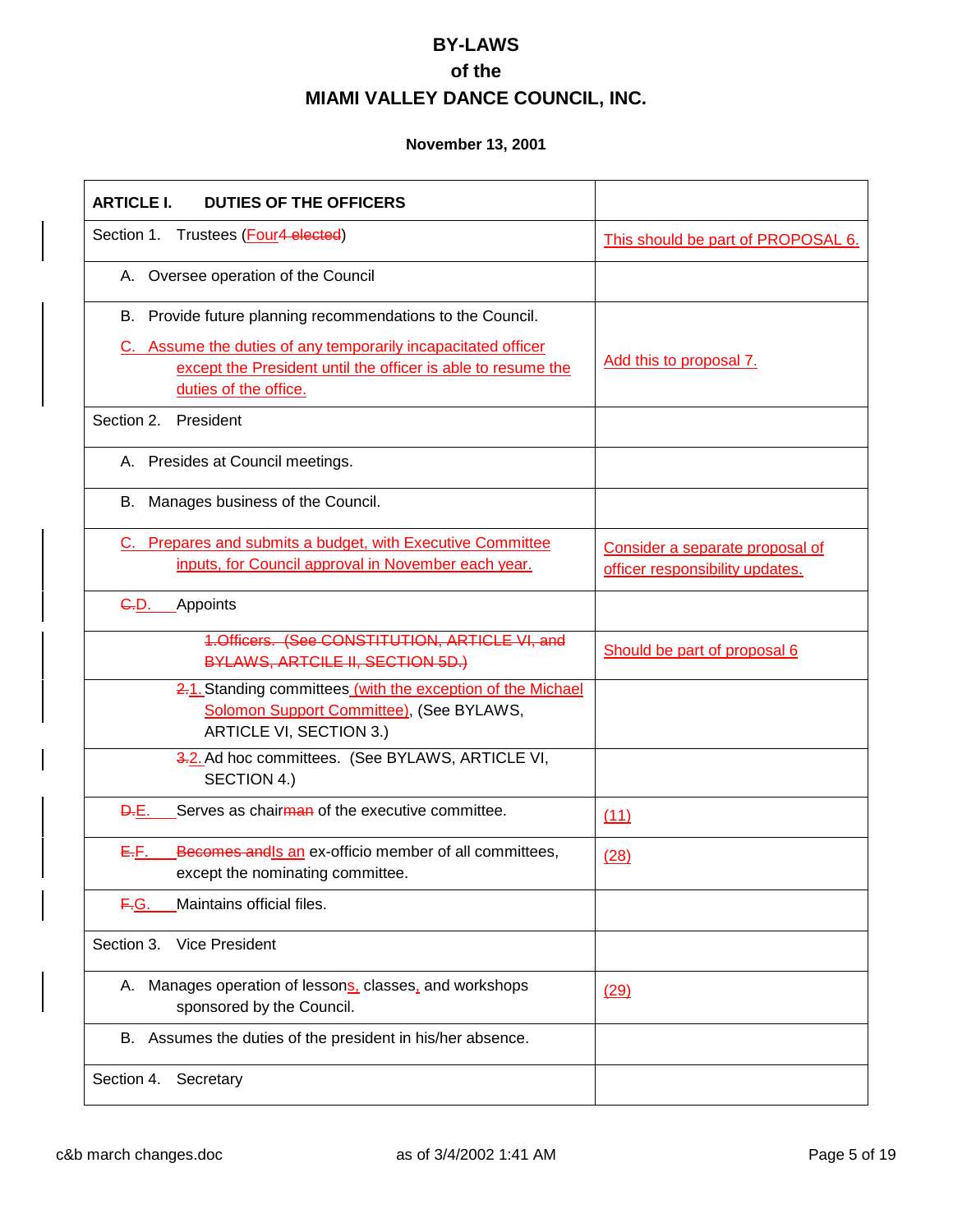# BY-LAWS
# of the
# MIAMI VALLEY DANCE COUNCIL, INC.

**November 13, 2001**

| **ARTICLE I. DUTIES OF THE OFFICERS** | |
|---|---|
| Section 1. Trustees (~~Four~~4 ~~elected~~) | This should be part of PROPOSAL 6. |
| A. Oversee operation of the Council | |
| B. Provide future planning recommendations to the Council. C. Assume the duties of any temporarily incapacitated officer except the President until the officer is able to resume the duties of the office. | Add this to proposal 7. |
| Section 2. President | |
| A. Presides at Council meetings. | |
| B. Manages business of the Council. | |
| C. Prepares and submits a budget, with Executive Committee inputs, for Council approval in November each year. | Consider a separate proposal of officer responsibility updates. |
| ~~C.~~D. Appoints | |
| ~~1.Officers. (See CONSTITUTION, ARTICLE VI, and BYLAWS, ARTCILE II, SECTION 5D.)~~ | Should be part of proposal 6 |
| ~~2.~~1. Standing committees (with the exception of the Michael Solomon Support Committee), (See BYLAWS, ARTICLE VI, SECTION 3.) | |
| ~~3.~~2. Ad hoc committees. (See BYLAWS, ARTICLE VI, SECTION 4.) | |
| ~~D.~~E. Serves as chair~~man~~ of the executive committee. | (11) |
| ~~E.~~F. ~~Becomes and~~Is an ex-officio member of all committees, except the nominating committee. | (28) |
| ~~F.~~G. Maintains official files. | |
| Section 3. Vice President | |
| A. Manages operation of lessons, classes, and workshops sponsored by the Council. | (29) |
| B. Assumes the duties of the president in his/her absence. | |
| Section 4. Secretary | |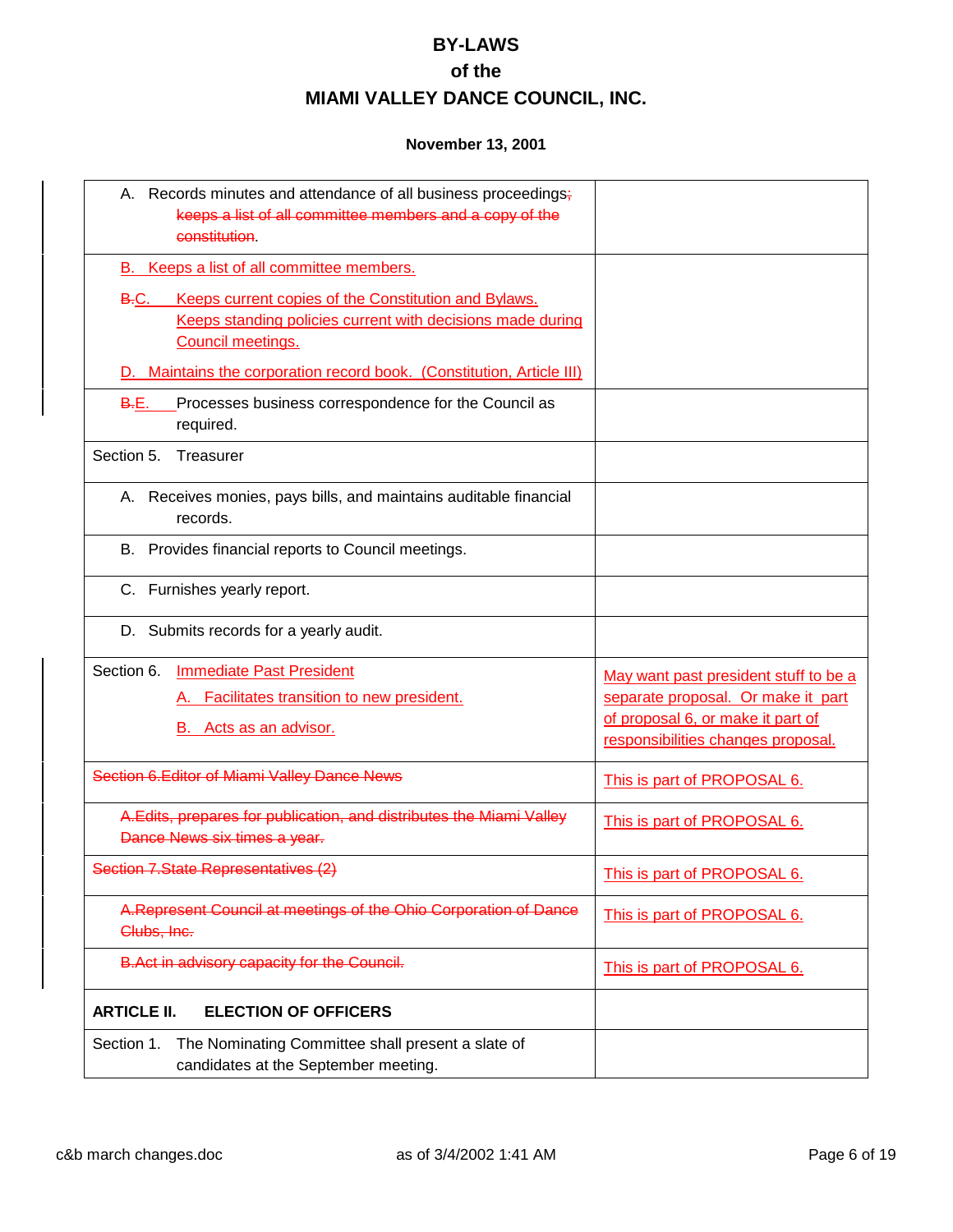# BY-LAWS
# of the
# MIAMI VALLEY DANCE COUNCIL, INC.

**November 13, 2001**

| | |
|---|---|
| A. Records minutes and attendance of all business proceedings~~;~~ ~~keeps a list of all committee members and a copy of the constitution~~. | |
| B. Keeps a list of all committee members.<br><br>~~B.~~C. Keeps current copies of the Constitution and Bylaws. Keeps standing policies current with decisions made during Council meetings.<br><br>D. Maintains the corporation record book. (Constitution, Article III) | |
| ~~B.~~E. Processes business correspondence for the Council as required. | |
| Section 5. Treasurer | |
| A. Receives monies, pays bills, and maintains auditable financial records. | |
| B. Provides financial reports to Council meetings. | |
| C. Furnishes yearly report. | |
| D. Submits records for a yearly audit. | |
| Section 6. Immediate Past President<br><br>A. Facilitates transition to new president.<br><br>B. Acts as an advisor. | May want past president stuff to be a separate proposal. Or make it part of proposal 6, or make it part of responsibilities changes proposal. |
| ~~Section 6.Editor of Miami Valley Dance News~~ | This is part of PROPOSAL 6. |
| ~~A.Edits, prepares for publication, and distributes the Miami Valley Dance News six times a year.~~ | This is part of PROPOSAL 6. |
| ~~Section 7.State Representatives (2)~~ | This is part of PROPOSAL 6. |
| ~~A.Represent Council at meetings of the Ohio Corporation of Dance Clubs, Inc.~~ | This is part of PROPOSAL 6. |
| ~~B.Act in advisory capacity for the Council.~~ | This is part of PROPOSAL 6. |
| **ARTICLE II. ELECTION OF OFFICERS** | |
| Section 1. The Nominating Committee shall present a slate of candidates at the September meeting. | |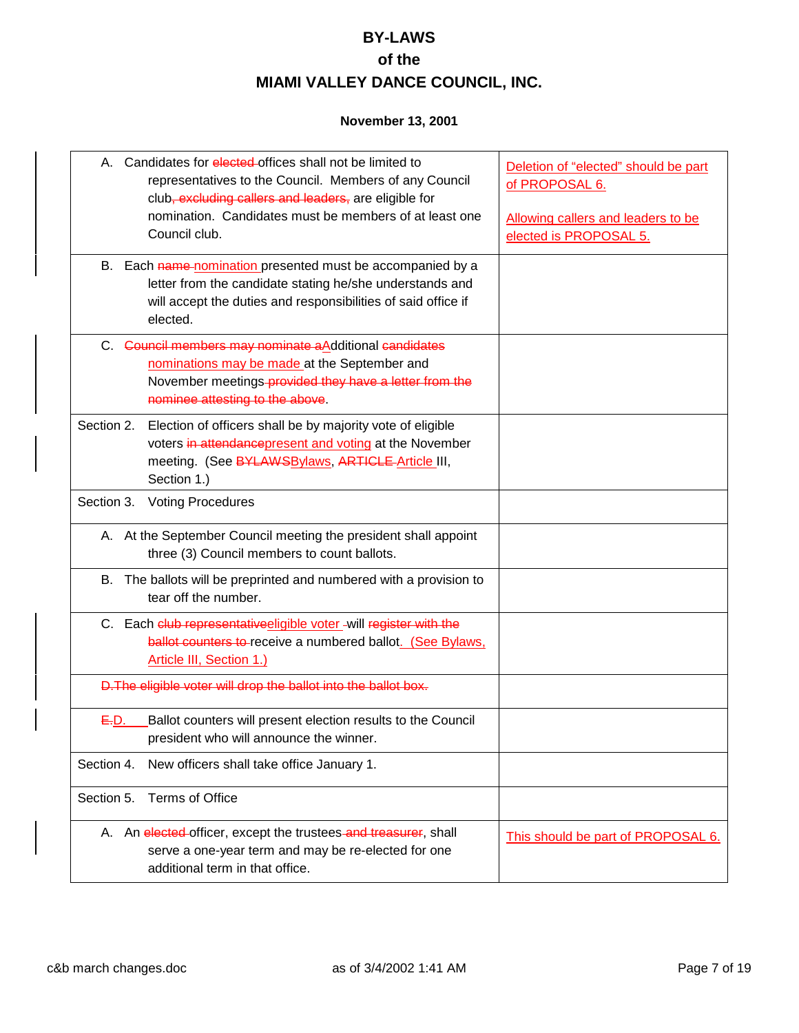# BY-LAWS
## of the
## MIAMI VALLEY DANCE COUNCIL, INC.

**November 13, 2001**

| | |
|---|---|
| A. Candidates for ~~elected~~ offices shall not be limited to representatives to the Council. Members of any Council club~~, excluding callers and leaders,~~ are eligible for nomination. Candidates must be members of at least one Council club. | Deletion of "elected" should be part of PROPOSAL 6.<br><br>Allowing callers and leaders to be elected is PROPOSAL 5. |
| B. Each ~~name~~ nomination presented must be accompanied by a letter from the candidate stating he/she understands and will accept the duties and responsibilities of said office if elected. | |
| C. ~~Council members may nominate a~~Additional ~~candidates~~ nominations may be made at the September and November meetings ~~provided they have a letter from the nominee attesting to the above~~. | |
| Section 2. Election of officers shall be by majority vote of eligible voters ~~in attendance~~present and voting at the November meeting. (See ~~BYLAWS~~Bylaws, ~~ARTICLE~~ Article III, Section 1.) | |
| Section 3. Voting Procedures | |
| A. At the September Council meeting the president shall appoint three (3) Council members to count ballots. | |
| B. The ballots will be preprinted and numbered with a provision to tear off the number. | |
| C. Each ~~club representative~~eligible voter will ~~register with the ballot counters to~~ receive a numbered ballot. (See Bylaws, Article III, Section 1.) | |
| ~~D. The eligible voter will drop the ballot into the ballot box.~~ | |
| ~~E.~~D. Ballot counters will present election results to the Council president who will announce the winner. | |
| Section 4. New officers shall take office January 1. | |
| Section 5. Terms of Office | |
| A. An ~~elected~~ officer, except the trustees ~~and treasurer~~, shall serve a one-year term and may be re-elected for one additional term in that office. | This should be part of PROPOSAL 6. |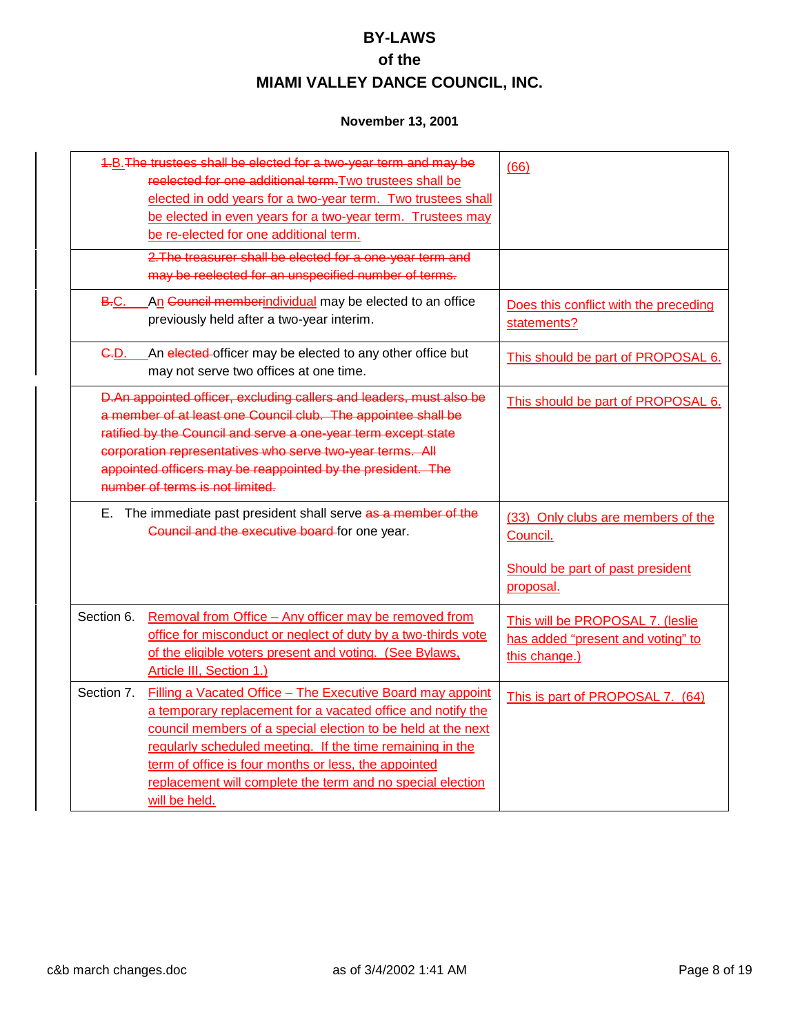# BY-LAWS
## of the
## MIAMI VALLEY DANCE COUNCIL, INC.

**November 13, 2001**

| | |
|---|---|
| ~~1.~~B. ~~The trustees shall be elected for a two-year term and may be reelected for one additional term.~~ Two trustees shall be elected in odd years for a two-year term. Two trustees shall be elected in even years for a two-year term. Trustees may be re-elected for one additional term. | (66) |
| ~~2.The treasurer shall be elected for a one-year term and may be reelected for an unspecified number of terms.~~ | |
| ~~B.~~C. An ~~Council member~~individual may be elected to an office previously held after a two-year interim. | Does this conflict with the preceding statements? |
| ~~C.~~D. An ~~elected~~ officer may be elected to any other office but may not serve two offices at one time. | This should be part of PROPOSAL 6. |
| ~~D.An appointed officer, excluding callers and leaders, must also be a member of at least one Council club. The appointee shall be ratified by the Council and serve a one-year term except state corporation representatives who serve two-year terms. All appointed officers may be reappointed by the president. The number of terms is not limited.~~ | This should be part of PROPOSAL 6. |
| E. The immediate past president shall serve ~~as a member of the Council and the executive board~~ for one year. | (33) Only clubs are members of the Council.<br><br>Should be part of past president proposal. |
| Section 6. Removal from Office – Any officer may be removed from office for misconduct or neglect of duty by a two-thirds vote of the eligible voters present and voting. (See Bylaws, Article III, Section 1.) | This will be PROPOSAL 7. (leslie has added "present and voting" to this change.) |
| Section 7. Filling a Vacated Office – The Executive Board may appoint a temporary replacement for a vacated office and notify the council members of a special election to be held at the next regularly scheduled meeting. If the time remaining in the term of office is four months or less, the appointed replacement will complete the term and no special election will be held. | This is part of PROPOSAL 7. (64) |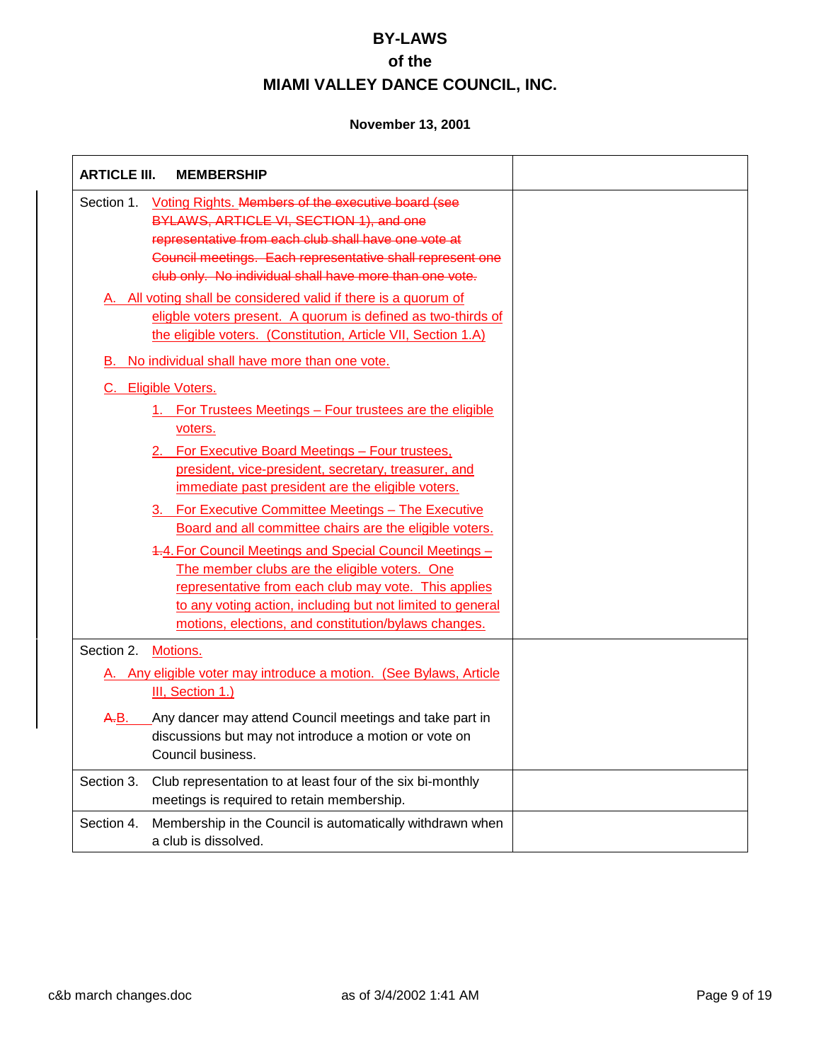# BY-LAWS
# of the
# MIAMI VALLEY DANCE COUNCIL, INC.

**November 13, 2001**

| **ARTICLE III. MEMBERSHIP** | |
|---|---|
| Section 1. Voting Rights. ~~Members of the executive board (see BYLAWS, ARTICLE VI, SECTION 1), and one representative from each club shall have one vote at Council meetings. Each representative shall represent one club only. No individual shall have more than one vote.~~<br>A. All voting shall be considered valid if there is a quorum of eligible voters present. A quorum is defined as two-thirds of the eligible voters. (Constitution, Article VII, Section 1.A)<br>B. No individual shall have more than one vote.<br>C. Eligible Voters.<br>1. For Trustees Meetings – Four trustees are the eligible voters.<br>2. For Executive Board Meetings – Four trustees, president, vice-president, secretary, treasurer, and immediate past president are the eligible voters.<br>3. For Executive Committee Meetings – The Executive Board and all committee chairs are the eligible voters.<br>~~1.~~4. For Council Meetings and Special Council Meetings – The member clubs are the eligible voters. One representative from each club may vote. This applies to any voting action, including but not limited to general motions, elections, and constitution/bylaws changes. | |
| Section 2. Motions.<br>A. Any eligible voter may introduce a motion. (See Bylaws, Article III, Section 1.)<br>~~A.~~B. Any dancer may attend Council meetings and take part in discussions but may not introduce a motion or vote on Council business. | |
| Section 3. Club representation to at least four of the six bi-monthly meetings is required to retain membership. | |
| Section 4. Membership in the Council is automatically withdrawn when a club is dissolved. | |

c&b march changes.doc as of 3/4/2002 1:41 AM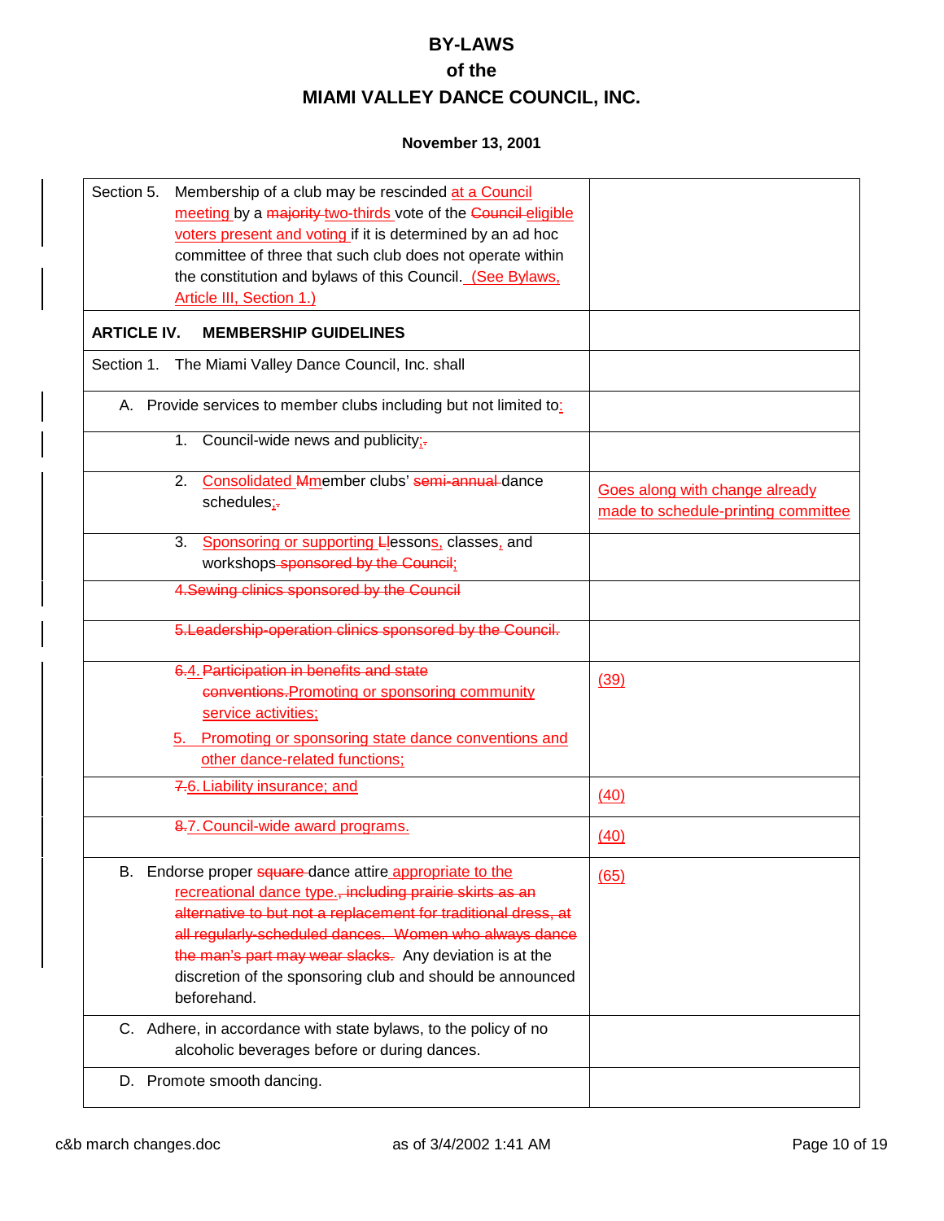# BY-LAWS
# of the
# MIAMI VALLEY DANCE COUNCIL, INC.

**November 13, 2001**

| | |
|---|---|
| Section 5. Membership of a club may be rescinded at a Council meeting by a ~~majority~~ two-thirds vote of the ~~Council~~ eligible voters present and voting if it is determined by an ad hoc committee of three that such club does not operate within the constitution and bylaws of this Council. (See Bylaws, Article III, Section 1.) | |
| **ARTICLE IV. MEMBERSHIP GUIDELINES** | |
| Section 1. The Miami Valley Dance Council, Inc. shall | |
| A. Provide services to member clubs including but not limited to: | |
| 1. Council-wide news and publicity;~~.~~ | |
| 2. Consolidated ~~M~~member clubs' ~~semi-annual~~ dance schedules;~~.~~ | Goes along with change already made to schedule-printing committee |
| 3. Sponsoring or supporting ~~L~~lessons, classes, and workshops ~~sponsored by the Council~~; | |
| ~~4.Sewing clinics sponsored by the Council~~ | |
| ~~5.Leadership-operation clinics sponsored by the Council.~~ | |
| ~~6.~~4. ~~Participation in benefits and state conventions.~~ Promoting or sponsoring community service activities; 5. Promoting or sponsoring state dance conventions and other dance-related functions; | (39) |
| ~~7.~~6. Liability insurance; and | (40) |
| ~~8.~~7. Council-wide award programs. | (40) |
| B. Endorse proper ~~square~~ dance attire appropriate to the recreational dance type. ~~, including prairie skirts as an alternative to but not a replacement for traditional dress, at all regularly-scheduled dances. Women who always dance the man's part may wear slacks.~~ Any deviation is at the discretion of the sponsoring club and should be announced beforehand. | (65) |
| C. Adhere, in accordance with state bylaws, to the policy of no alcoholic beverages before or during dances. | |
| D. Promote smooth dancing. | |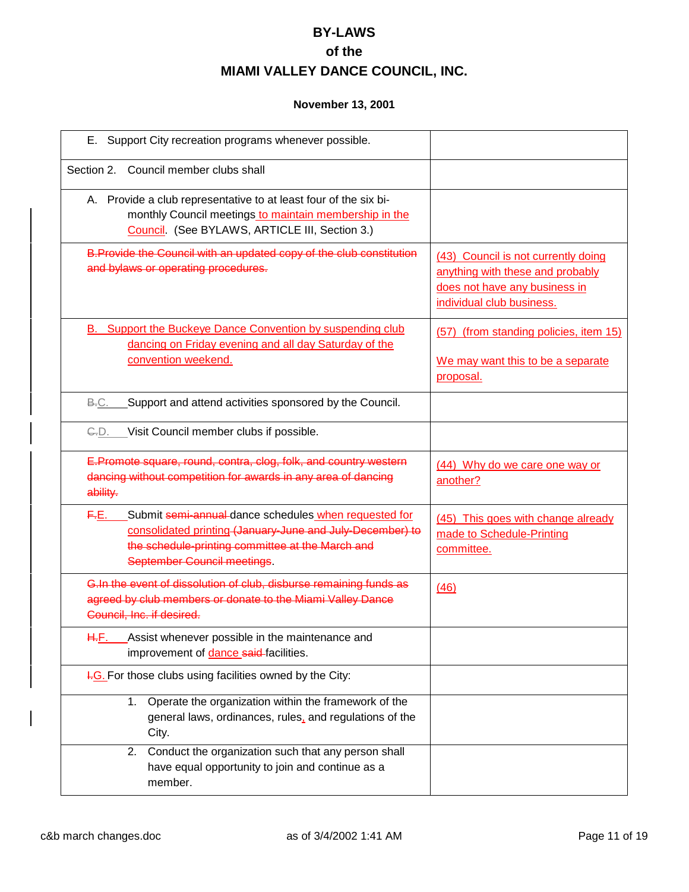# BY-LAWS
# of the
# MIAMI VALLEY DANCE COUNCIL, INC.

**November 13, 2001**

| | |
|---|---|
| E. Support City recreation programs whenever possible. | |
| Section 2. Council member clubs shall | |
| A. Provide a club representative to at least four of the six bi-monthly Council meetings to maintain membership in the Council. (See BYLAWS, ARTICLE III, Section 3.) | |
| ~~B. Provide the Council with an updated copy of the club constitution and bylaws or operating procedures.~~ | (43) Council is not currently doing anything with these and probably does not have any business in individual club business. |
| B. Support the Buckeye Dance Convention by suspending club dancing on Friday evening and all day Saturday of the convention weekend. | (57) (from standing policies, item 15)<br><br>We may want this to be a separate proposal. |
| ~~B.~~C. Support and attend activities sponsored by the Council. | |
| ~~C.~~D. Visit Council member clubs if possible. | |
| ~~E. Promote square, round, contra, clog, folk, and country western dancing without competition for awards in any area of dancing ability.~~ | (44) Why do we care one way or another? |
| ~~F.~~E. Submit ~~semi-annual~~ dance schedules when requested for consolidated printing ~~(January-June and July-December) to the schedule-printing committee at the March and September Council meetings~~. | (45) This goes with change already made to Schedule-Printing committee. |
| ~~G. In the event of dissolution of club, disburse remaining funds as agreed by club members or donate to the Miami Valley Dance Council, Inc. if desired.~~ | (46) |
| ~~H.~~F. Assist whenever possible in the maintenance and improvement of dance ~~said~~ facilities. | |
| ~~I.~~G. For those clubs using facilities owned by the City: | |
| 1. Operate the organization within the framework of the general laws, ordinances, rules, and regulations of the City. | |
| 2. Conduct the organization such that any person shall have equal opportunity to join and continue as a member. | |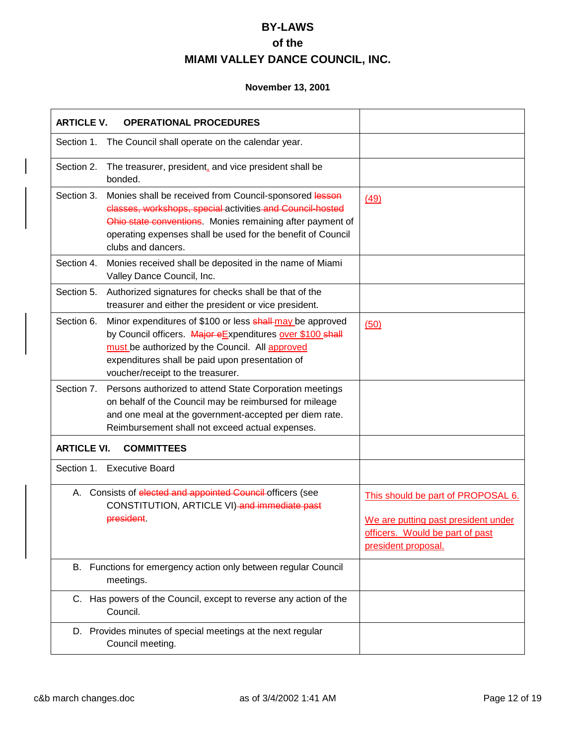# BY-LAWS
## of the
## MIAMI VALLEY DANCE COUNCIL, INC.

**November 13, 2001**

| | |
|---|---|
| **ARTICLE V. OPERATIONAL PROCEDURES** | |
| Section 1. The Council shall operate on the calendar year. | |
| Section 2. The treasurer, president, and vice president shall be bonded. | |
| Section 3. Monies shall be received from Council-sponsored ~~lesson classes, workshops, special~~ activities ~~and Council-hosted Ohio state conventions~~. Monies remaining after payment of operating expenses shall be used for the benefit of Council clubs and dancers. | (49) |
| Section 4. Monies received shall be deposited in the name of Miami Valley Dance Council, Inc. | |
| Section 5. Authorized signatures for checks shall be that of the treasurer and either the president or vice president. | |
| Section 6. Minor expenditures of $100 or less ~~shall~~ may be approved by Council officers. ~~Major e~~Expenditures over $100 ~~shall~~ must be authorized by the Council. All approved expenditures shall be paid upon presentation of voucher/receipt to the treasurer. | (50) |
| Section 7. Persons authorized to attend State Corporation meetings on behalf of the Council may be reimbursed for mileage and one meal at the government-accepted per diem rate. Reimbursement shall not exceed actual expenses. | |
| **ARTICLE VI. COMMITTEES** | |
| Section 1. Executive Board | |
| A. Consists of ~~elected and appointed Council~~ officers (see CONSTITUTION, ARTICLE VI) ~~and immediate past president~~. | This should be part of PROPOSAL 6. We are putting past president under officers. Would be part of past president proposal. |
| B. Functions for emergency action only between regular Council meetings. | |
| C. Has powers of the Council, except to reverse any action of the Council. | |
| D. Provides minutes of special meetings at the next regular Council meeting. | |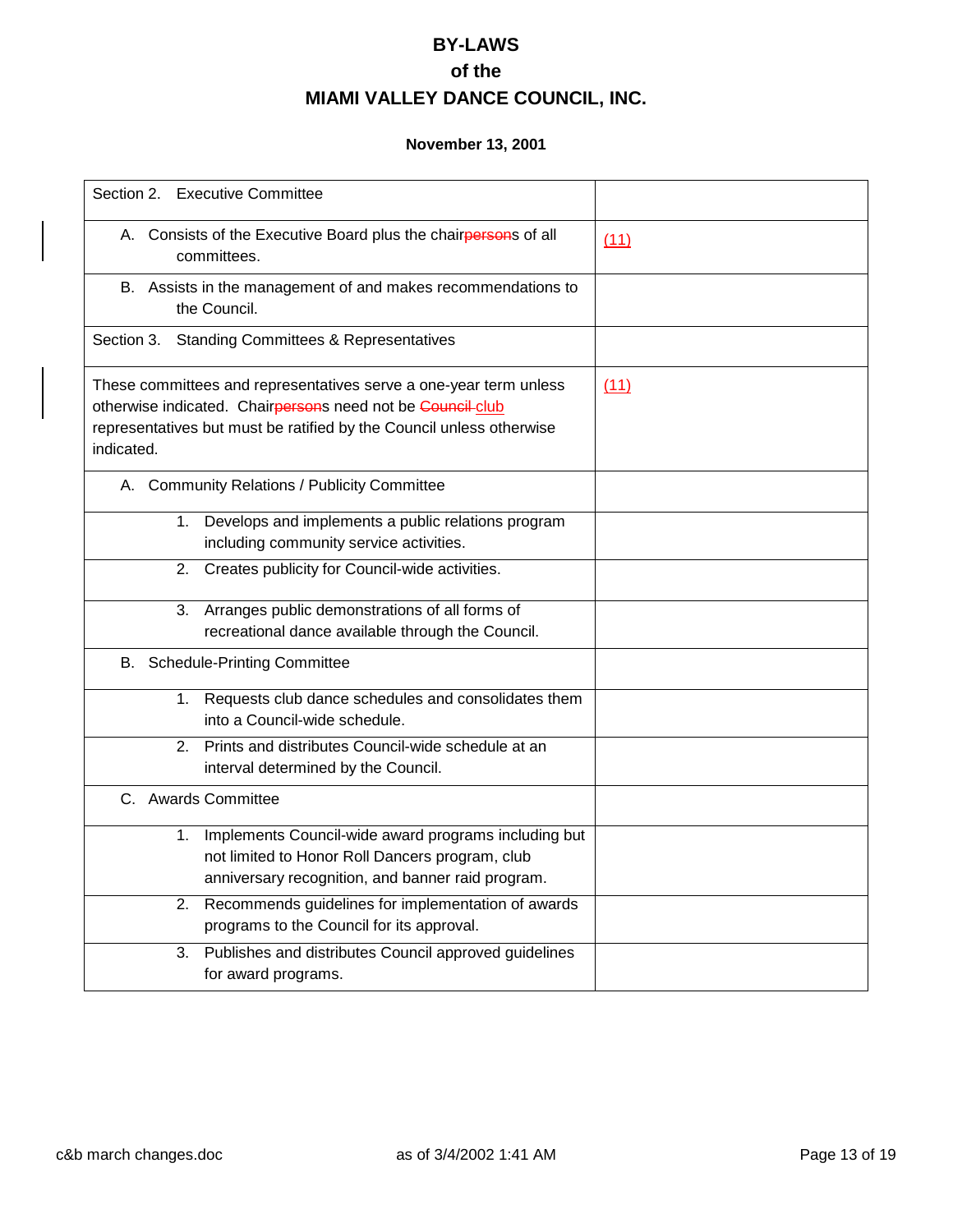# BY-LAWS
## of the
## MIAMI VALLEY DANCE COUNCIL, INC.

**November 13, 2001**

| Section 2. Executive Committee | |
|---|---|
| A. Consists of the Executive Board plus the chair~~person~~s of all committees. | (11) |
| B. Assists in the management of and makes recommendations to the Council. | |
| Section 3. Standing Committees & Representatives | |
| These committees and representatives serve a one-year term unless otherwise indicated. Chair~~person~~s need not be ~~Council~~ club representatives but must be ratified by the Council unless otherwise indicated. | (11) |
| A. Community Relations / Publicity Committee | |
| 1. Develops and implements a public relations program including community service activities. | |
| 2. Creates publicity for Council-wide activities. | |
| 3. Arranges public demonstrations of all forms of recreational dance available through the Council. | |
| B. Schedule-Printing Committee | |
| 1. Requests club dance schedules and consolidates them into a Council-wide schedule. | |
| 2. Prints and distributes Council-wide schedule at an interval determined by the Council. | |
| C. Awards Committee | |
| 1. Implements Council-wide award programs including but not limited to Honor Roll Dancers program, club anniversary recognition, and banner raid program. | |
| 2. Recommends guidelines for implementation of awards programs to the Council for its approval. | |
| 3. Publishes and distributes Council approved guidelines for award programs. | |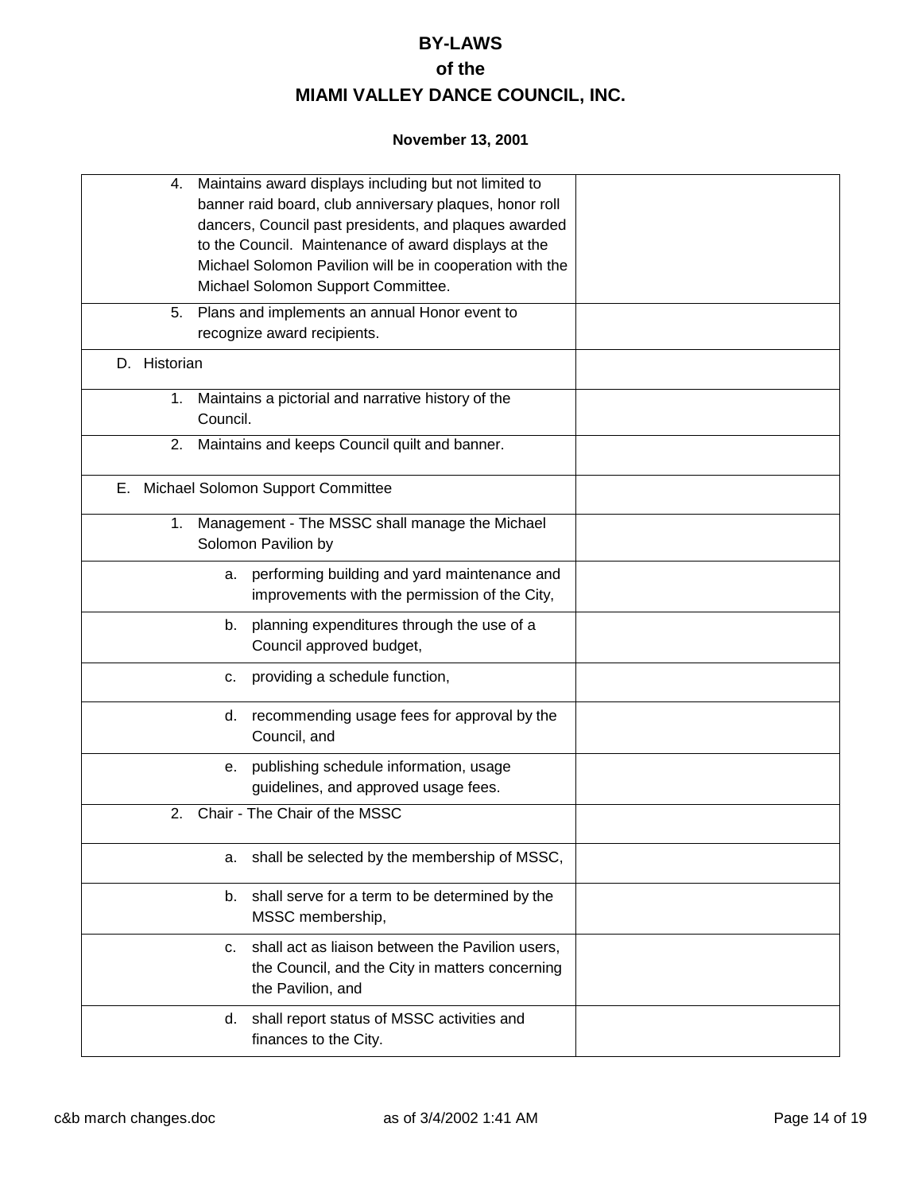# BY-LAWS
## of the
## MIAMI VALLEY DANCE COUNCIL, INC.

**November 13, 2001**

| | |
|---|---|
| 4. Maintains award displays including but not limited to banner raid board, club anniversary plaques, honor roll dancers, Council past presidents, and plaques awarded to the Council. Maintenance of award displays at the Michael Solomon Pavilion will be in cooperation with the Michael Solomon Support Committee. | |
| 5. Plans and implements an annual Honor event to recognize award recipients. | |
| D. Historian | |
| 1. Maintains a pictorial and narrative history of the Council. | |
| 2. Maintains and keeps Council quilt and banner. | |
| E. Michael Solomon Support Committee | |
| 1. Management - The MSSC shall manage the Michael Solomon Pavilion by | |
| a. performing building and yard maintenance and improvements with the permission of the City, | |
| b. planning expenditures through the use of a Council approved budget, | |
| c. providing a schedule function, | |
| d. recommending usage fees for approval by the Council, and | |
| e. publishing schedule information, usage guidelines, and approved usage fees. | |
| 2. Chair - The Chair of the MSSC | |
| a. shall be selected by the membership of MSSC, | |
| b. shall serve for a term to be determined by the MSSC membership, | |
| c. shall act as liaison between the Pavilion users, the Council, and the City in matters concerning the Pavilion, and | |
| d. shall report status of MSSC activities and finances to the City. | |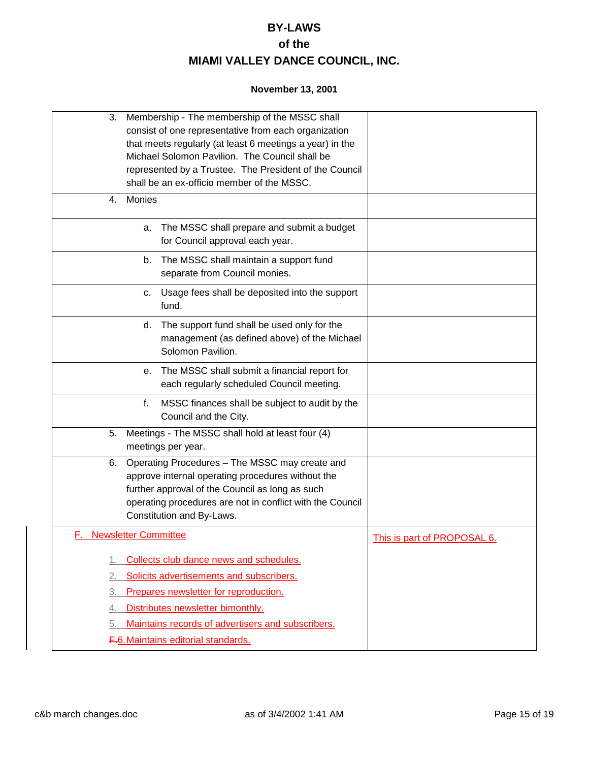# BY-LAWS
## of the
## MIAMI VALLEY DANCE COUNCIL, INC.

**November 13, 2001**

| | |
|---|---|
| 3. Membership - The membership of the MSSC shall consist of one representative from each organization that meets regularly (at least 6 meetings a year) in the Michael Solomon Pavilion. The Council shall be represented by a Trustee. The President of the Council shall be an ex-officio member of the MSSC. | |
| 4. Monies | |
| a. The MSSC shall prepare and submit a budget for Council approval each year. | |
| b. The MSSC shall maintain a support fund separate from Council monies. | |
| c. Usage fees shall be deposited into the support fund. | |
| d. The support fund shall be used only for the management (as defined above) of the Michael Solomon Pavilion. | |
| e. The MSSC shall submit a financial report for each regularly scheduled Council meeting. | |
| f. MSSC finances shall be subject to audit by the Council and the City. | |
| 5. Meetings - The MSSC shall hold at least four (4) meetings per year. | |
| 6. Operating Procedures – The MSSC may create and approve internal operating procedures without the further approval of the Council as long as such operating procedures are not in conflict with the Council Constitution and By-Laws. | |
| F. Newsletter Committee<br><br>1. Collects club dance news and schedules.<br>2. Solicits advertisements and subscribers.<br>3. Prepares newsletter for reproduction.<br>4. Distributes newsletter bimonthly.<br>5. Maintains records of advertisers and subscribers.<br>~~F.~~6. Maintains editorial standards. | This is part of PROPOSAL 6. |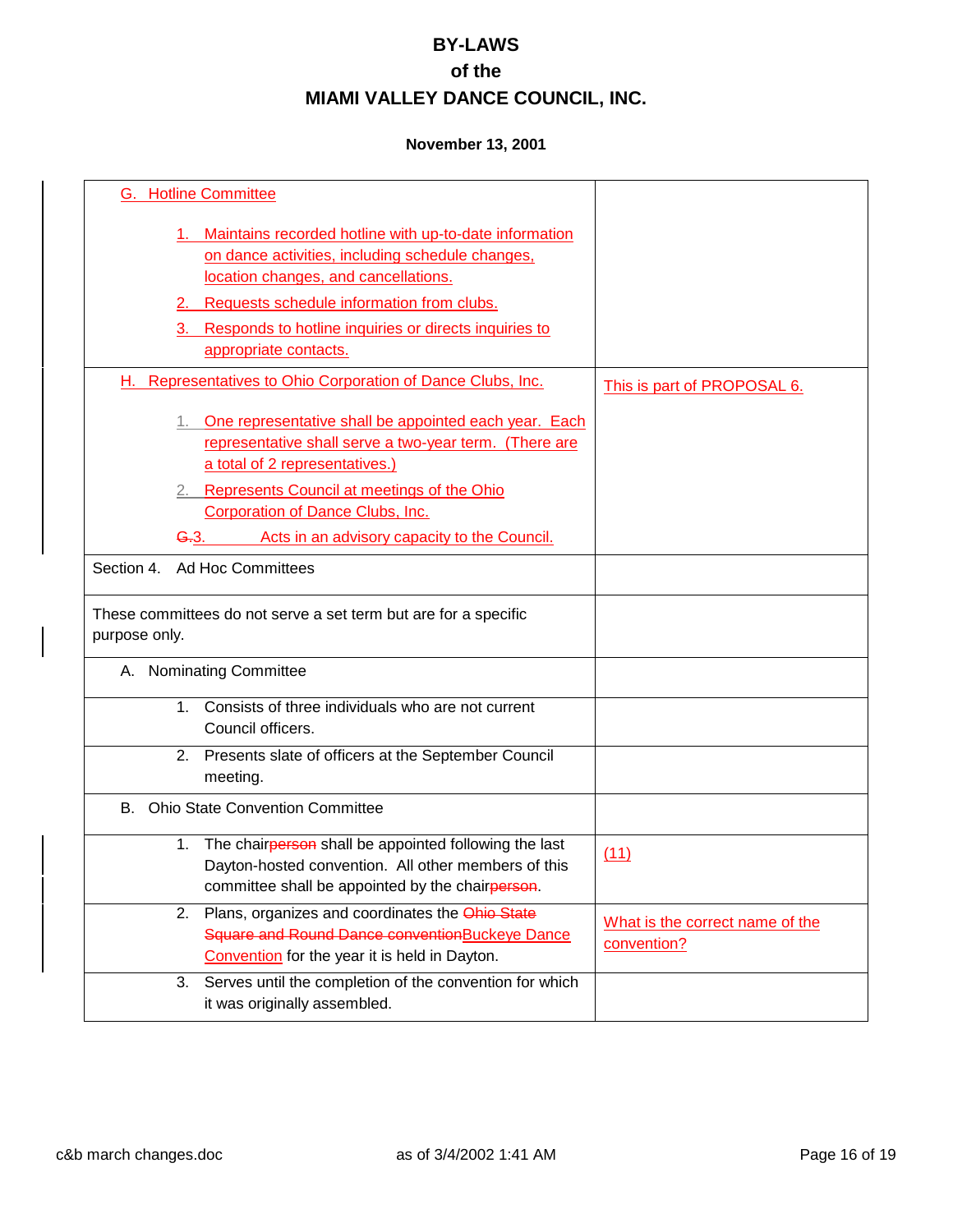# BY-LAWS
# of the
# MIAMI VALLEY DANCE COUNCIL, INC.

**November 13, 2001**

| | |
|---|---|
| G. Hotline Committee<br><br>1. Maintains recorded hotline with up-to-date information on dance activities, including schedule changes, location changes, and cancellations.<br>2. Requests schedule information from clubs.<br>3. Responds to hotline inquiries or directs inquiries to appropriate contacts. | |
| H. Representatives to Ohio Corporation of Dance Clubs, Inc.<br><br>1. One representative shall be appointed each year. Each representative shall serve a two-year term. (There are a total of 2 representatives.)<br>2. Represents Council at meetings of the Ohio Corporation of Dance Clubs, Inc.<br>~~G.~~3. Acts in an advisory capacity to the Council. | This is part of PROPOSAL 6. |
| Section 4. Ad Hoc Committees | |
| These committees do not serve a set term but are for a specific purpose only. | |
| A. Nominating Committee | |
| 1. Consists of three individuals who are not current Council officers. | |
| 2. Presents slate of officers at the September Council meeting. | |
| B. Ohio State Convention Committee | |
| 1. The chair~~person~~ shall be appointed following the last Dayton-hosted convention. All other members of this committee shall be appointed by the chair~~person~~. | (11) |
| 2. Plans, organizes and coordinates the ~~Ohio State Square and Round Dance convention~~Buckeye Dance Convention for the year it is held in Dayton. | What is the correct name of the convention? |
| 3. Serves until the completion of the convention for which it was originally assembled. | |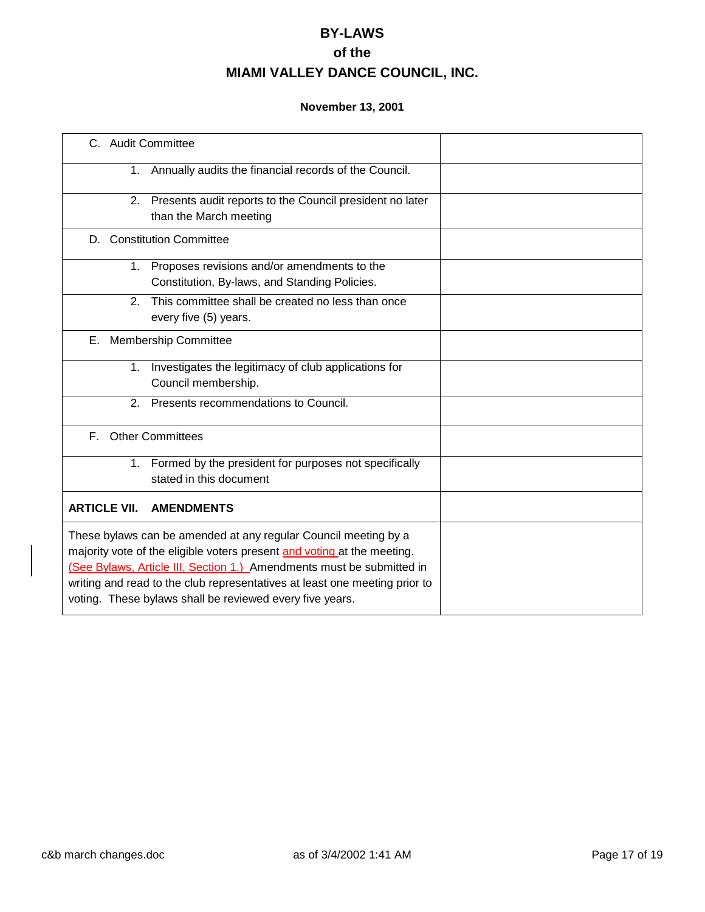# BY-LAWS
## of the
## MIAMI VALLEY DANCE COUNCIL, INC.

**November 13, 2001**

| | |
|---|---|
| C. Audit Committee | |
| 1. Annually audits the financial records of the Council. | |
| 2. Presents audit reports to the Council president no later than the March meeting | |
| D. Constitution Committee | |
| 1. Proposes revisions and/or amendments to the Constitution, By-laws, and Standing Policies. | |
| 2. This committee shall be created no less than once every five (5) years. | |
| E. Membership Committee | |
| 1. Investigates the legitimacy of club applications for Council membership. | |
| 2. Presents recommendations to Council. | |
| F. Other Committees | |
| 1. Formed by the president for purposes not specifically stated in this document | |
| **ARTICLE VII. AMENDMENTS** | |
| These bylaws can be amended at any regular Council meeting by a majority vote of the eligible voters present and voting at the meeting. (See Bylaws, Article III, Section 1.) Amendments must be submitted in writing and read to the club representatives at least one meeting prior to voting. These bylaws shall be reviewed every five years. | |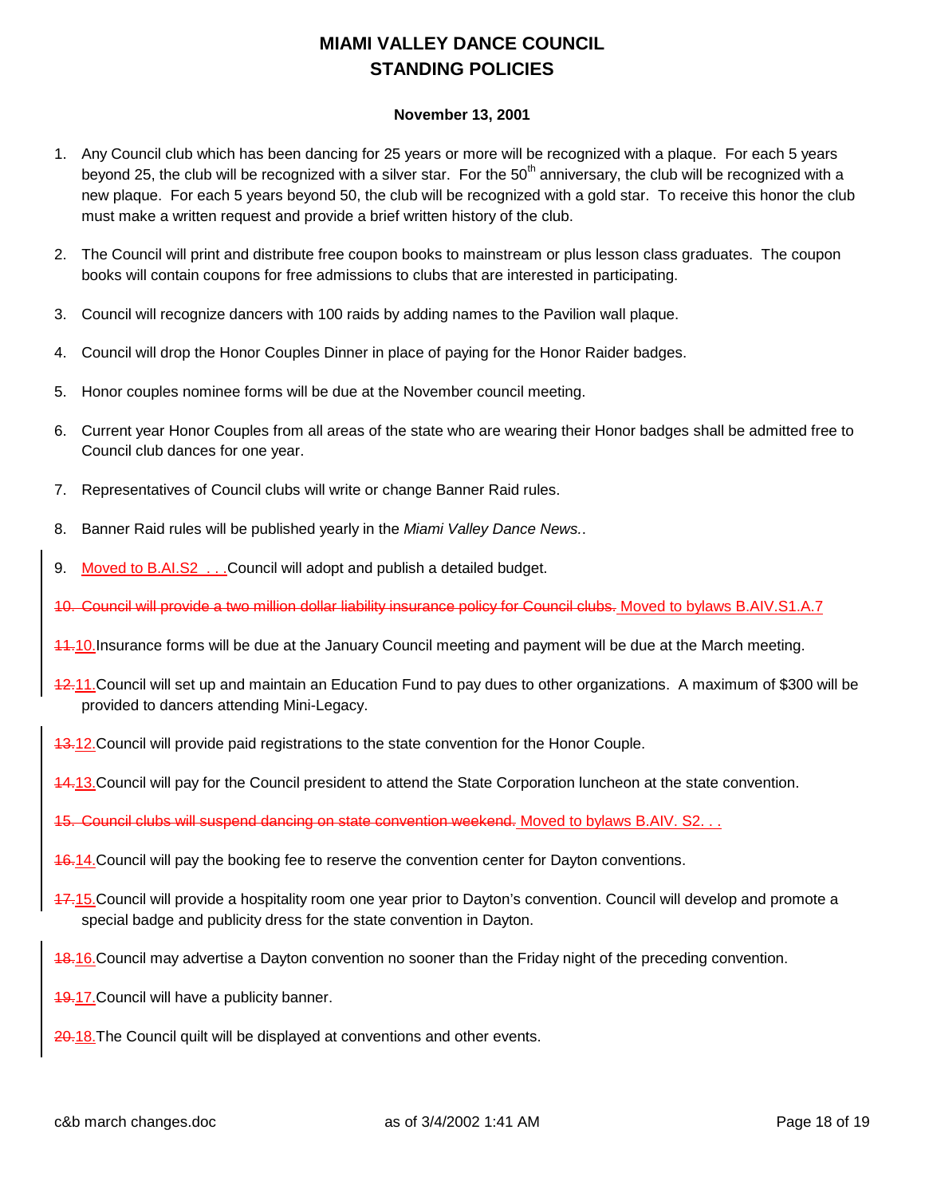# MIAMI VALLEY DANCE COUNCIL
# STANDING POLICIES

**November 13, 2001**

1. Any Council club which has been dancing for 25 years or more will be recognized with a plaque. For each 5 years beyond 25, the club will be recognized with a silver star. For the 50th anniversary, the club will be recognized with a new plaque. For each 5 years beyond 50, the club will be recognized with a gold star. To receive this honor the club must make a written request and provide a brief written history of the club.

2. The Council will print and distribute free coupon books to mainstream or plus lesson class graduates. The coupon books will contain coupons for free admissions to clubs that are interested in participating.

3. Council will recognize dancers with 100 raids by adding names to the Pavilion wall plaque.

4. Council will drop the Honor Couples Dinner in place of paying for the Honor Raider badges.

5. Honor couples nominee forms will be due at the November council meeting.

6. Current year Honor Couples from all areas of the state who are wearing their Honor badges shall be admitted free to Council club dances for one year.

7. Representatives of Council clubs will write or change Banner Raid rules.

8. Banner Raid rules will be published yearly in the *Miami Valley Dance News.*.

9. Moved to B.AI.S2 . . .Council will adopt and publish a detailed budget.

~~10. Council will provide a two million dollar liability insurance policy for Council clubs.~~ Moved to bylaws B.AIV.S1.A.7

~~11.~~10. Insurance forms will be due at the January Council meeting and payment will be due at the March meeting.

~~12.~~11. Council will set up and maintain an Education Fund to pay dues to other organizations. A maximum of $300 will be provided to dancers attending Mini-Legacy.

~~13.~~12. Council will provide paid registrations to the state convention for the Honor Couple.

~~14.~~13. Council will pay for the Council president to attend the State Corporation luncheon at the state convention.

~~15. Council clubs will suspend dancing on state convention weekend.~~ Moved to bylaws B.AIV. S2. . .

~~16.~~14. Council will pay the booking fee to reserve the convention center for Dayton conventions.

~~17.~~15. Council will provide a hospitality room one year prior to Dayton's convention. Council will develop and promote a special badge and publicity dress for the state convention in Dayton.

~~18.~~16. Council may advertise a Dayton convention no sooner than the Friday night of the preceding convention.

~~19.~~17. Council will have a publicity banner.

~~20.~~18. The Council quilt will be displayed at conventions and other events.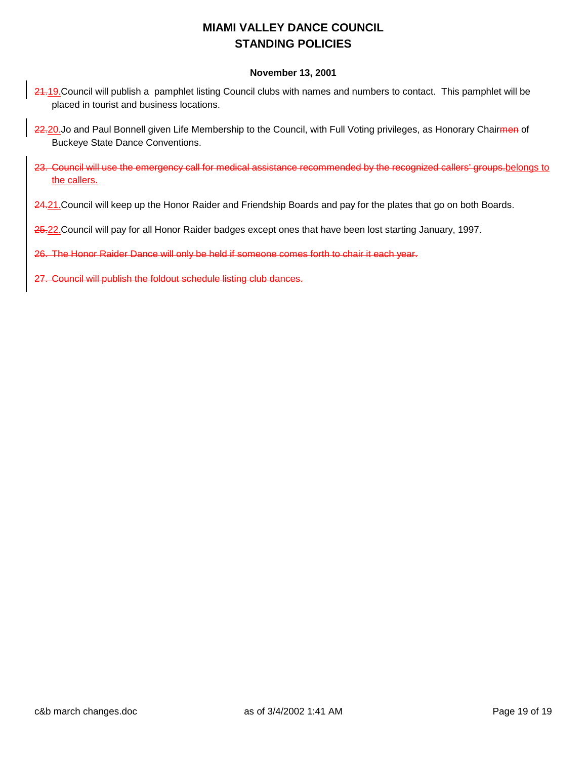# MIAMI VALLEY DANCE COUNCIL
# STANDING POLICIES

**November 13, 2001**

~~21.~~19. Council will publish a pamphlet listing Council clubs with names and numbers to contact. This pamphlet will be placed in tourist and business locations.

~~22.~~20. Jo and Paul Bonnell given Life Membership to the Council, with Full Voting privileges, as Honorary Chair~~men~~ of Buckeye State Dance Conventions.

~~23. Council will use the emergency call for medical assistance recommended by the recognized callers' groups.~~belongs to the callers.

~~24.~~21. Council will keep up the Honor Raider and Friendship Boards and pay for the plates that go on both Boards.

~~25.~~22. Council will pay for all Honor Raider badges except ones that have been lost starting January, 1997.

~~26. The Honor Raider Dance will only be held if someone comes forth to chair it each year.~~

~~27. Council will publish the foldout schedule listing club dances.~~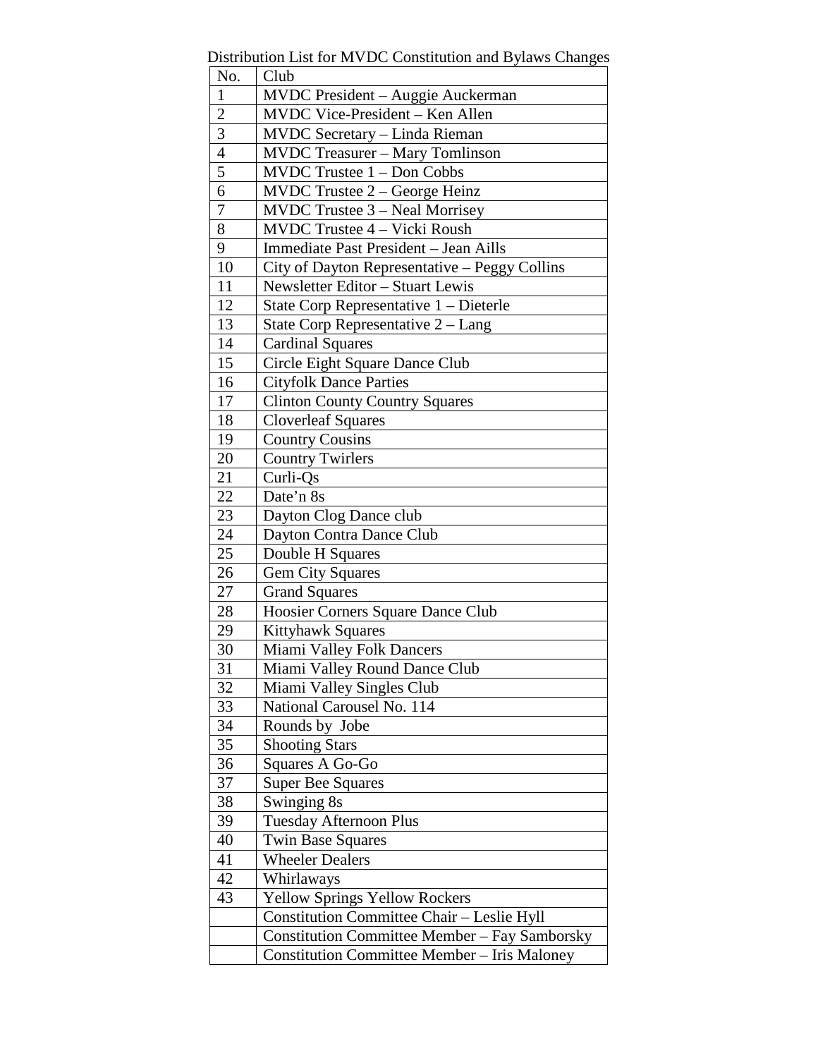Distribution List for MVDC Constitution and Bylaws Changes

| No. | Club |
|---|---|
| 1 | MVDC President – Auggie Auckerman |
| 2 | MVDC Vice-President – Ken Allen |
| 3 | MVDC Secretary – Linda Rieman |
| 4 | MVDC Treasurer – Mary Tomlinson |
| 5 | MVDC Trustee 1 – Don Cobbs |
| 6 | MVDC Trustee 2 – George Heinz |
| 7 | MVDC Trustee 3 – Neal Morrisey |
| 8 | MVDC Trustee 4 – Vicki Roush |
| 9 | Immediate Past President – Jean Aills |
| 10 | City of Dayton Representative – Peggy Collins |
| 11 | Newsletter Editor – Stuart Lewis |
| 12 | State Corp Representative 1 – Dieterle |
| 13 | State Corp Representative 2 – Lang |
| 14 | Cardinal Squares |
| 15 | Circle Eight Square Dance Club |
| 16 | Cityfolk Dance Parties |
| 17 | Clinton County Country Squares |
| 18 | Cloverleaf Squares |
| 19 | Country Cousins |
| 20 | Country Twirlers |
| 21 | Curli-Qs |
| 22 | Date'n 8s |
| 23 | Dayton Clog Dance club |
| 24 | Dayton Contra Dance Club |
| 25 | Double H Squares |
| 26 | Gem City Squares |
| 27 | Grand Squares |
| 28 | Hoosier Corners Square Dance Club |
| 29 | Kittyhawk Squares |
| 30 | Miami Valley Folk Dancers |
| 31 | Miami Valley Round Dance Club |
| 32 | Miami Valley Singles Club |
| 33 | National Carousel No. 114 |
| 34 | Rounds by Jobe |
| 35 | Shooting Stars |
| 36 | Squares A Go-Go |
| 37 | Super Bee Squares |
| 38 | Swinging 8s |
| 39 | Tuesday Afternoon Plus |
| 40 | Twin Base Squares |
| 41 | Wheeler Dealers |
| 42 | Whirlaways |
| 43 | Yellow Springs Yellow Rockers |
| | Constitution Committee Chair – Leslie Hyll |
| | Constitution Committee Member – Fay Samborsky |
| | Constitution Committee Member – Iris Maloney |